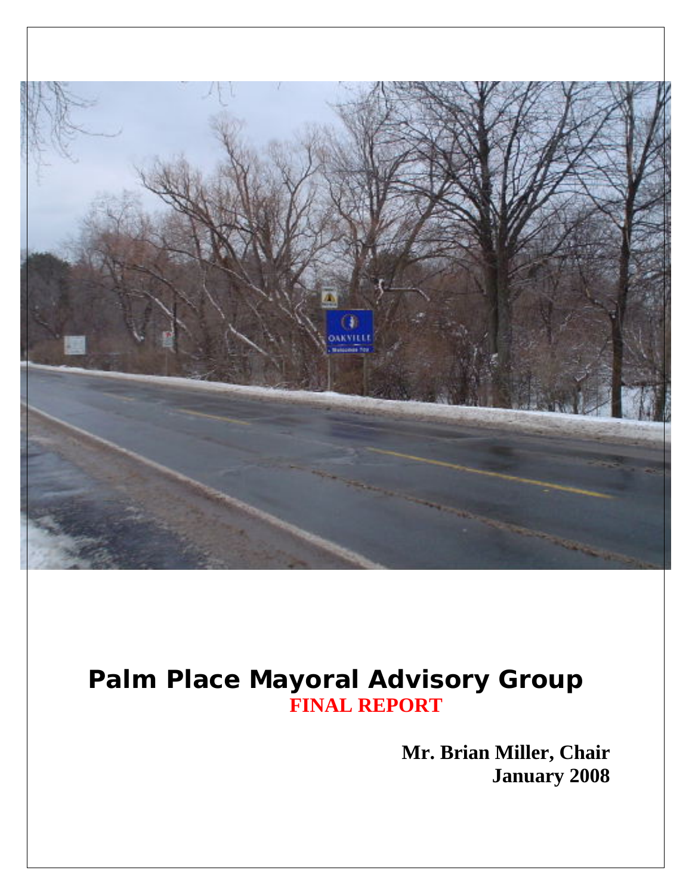# Palm Place Mayoral Advisory Group

## FINAL REPORT

**Mr. Brian Miller, Chair**
**January 2008**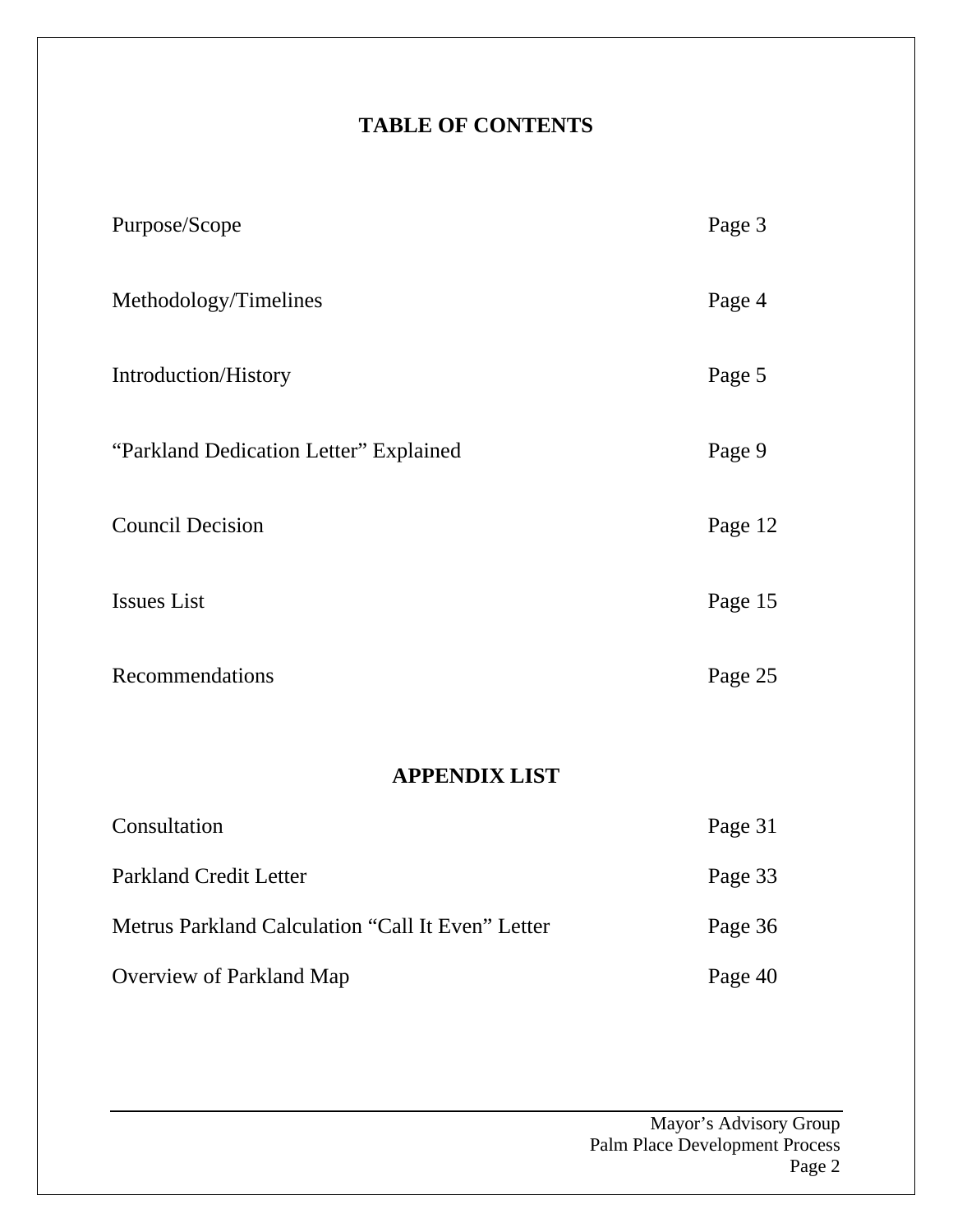## TABLE OF CONTENTS

| | |
|---|---|
| Purpose/Scope | Page 3 |
| Methodology/Timelines | Page 4 |
| Introduction/History | Page 5 |
| "Parkland Dedication Letter" Explained | Page 9 |
| Council Decision | Page 12 |
| Issues List | Page 15 |
| Recommendations | Page 25 |

## APPENDIX LIST

| | |
|---|---|
| Consultation | Page 31 |
| Parkland Credit Letter | Page 33 |
| Metrus Parkland Calculation "Call It Even" Letter | Page 36 |
| Overview of Parkland Map | Page 40 |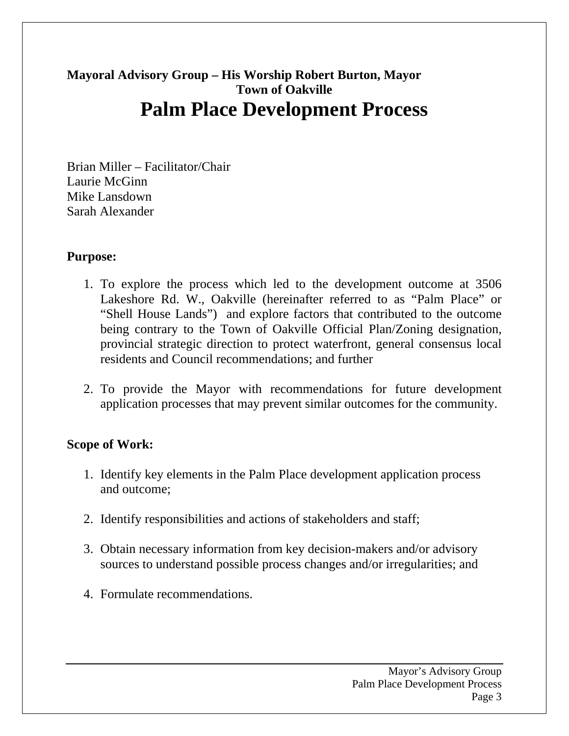**Mayoral Advisory Group – His Worship Robert Burton, Mayor**
**Town of Oakville**

# Palm Place Development Process

Brian Miller – Facilitator/Chair
Laurie McGinn
Mike Lansdown
Sarah Alexander

**Purpose:**

1. To explore the process which led to the development outcome at 3506 Lakeshore Rd. W., Oakville (hereinafter referred to as "Palm Place" or "Shell House Lands") and explore factors that contributed to the outcome being contrary to the Town of Oakville Official Plan/Zoning designation, provincial strategic direction to protect waterfront, general consensus local residents and Council recommendations; and further

2. To provide the Mayor with recommendations for future development application processes that may prevent similar outcomes for the community.

**Scope of Work:**

1. Identify key elements in the Palm Place development application process and outcome;

2. Identify responsibilities and actions of stakeholders and staff;

3. Obtain necessary information from key decision-makers and/or advisory sources to understand possible process changes and/or irregularities; and

4. Formulate recommendations.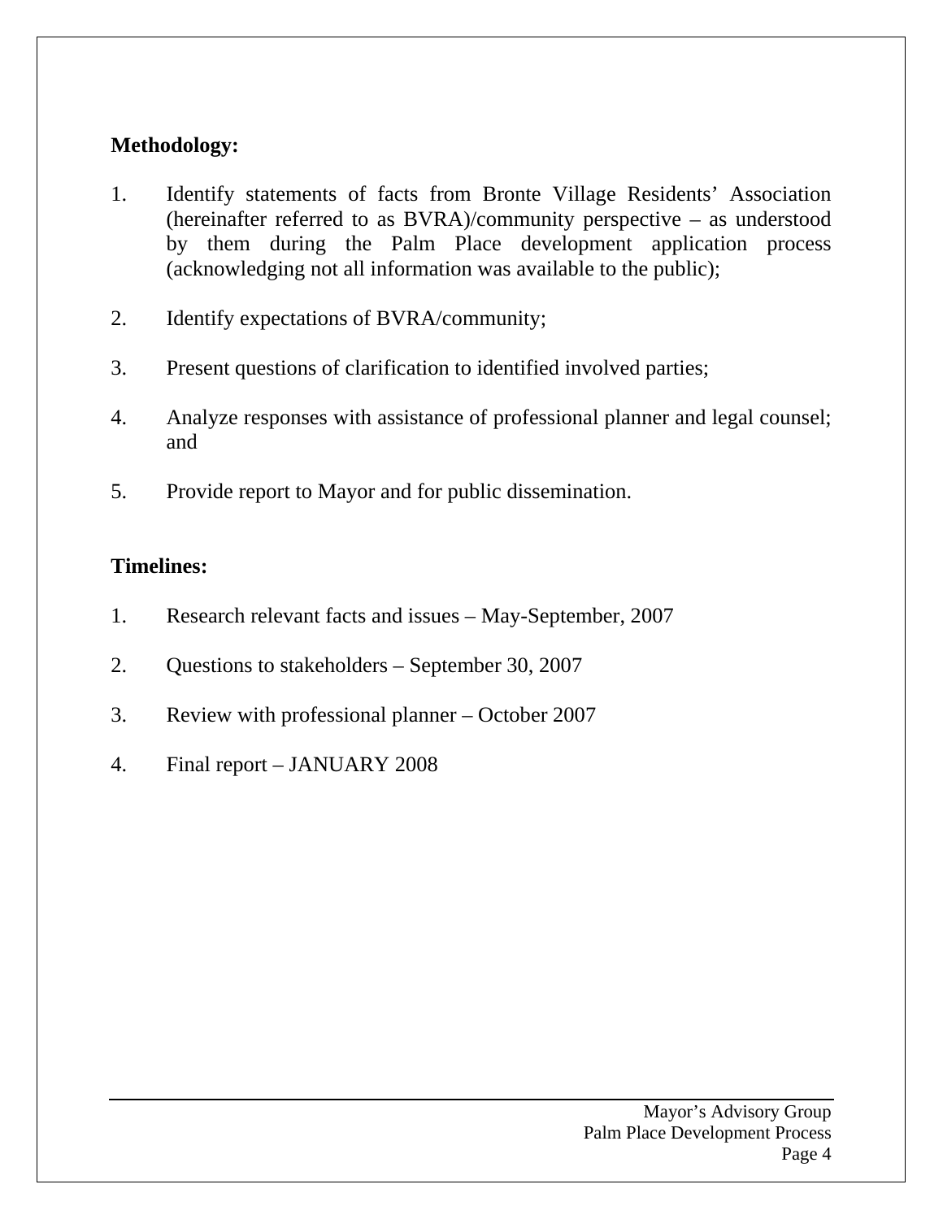**Methodology:**

1. Identify statements of facts from Bronte Village Residents' Association (hereinafter referred to as BVRA)/community perspective – as understood by them during the Palm Place development application process (acknowledging not all information was available to the public);

2. Identify expectations of BVRA/community;

3. Present questions of clarification to identified involved parties;

4. Analyze responses with assistance of professional planner and legal counsel; and

5. Provide report to Mayor and for public dissemination.

**Timelines:**

1. Research relevant facts and issues – May-September, 2007

2. Questions to stakeholders – September 30, 2007

3. Review with professional planner – October 2007

4. Final report – JANUARY 2008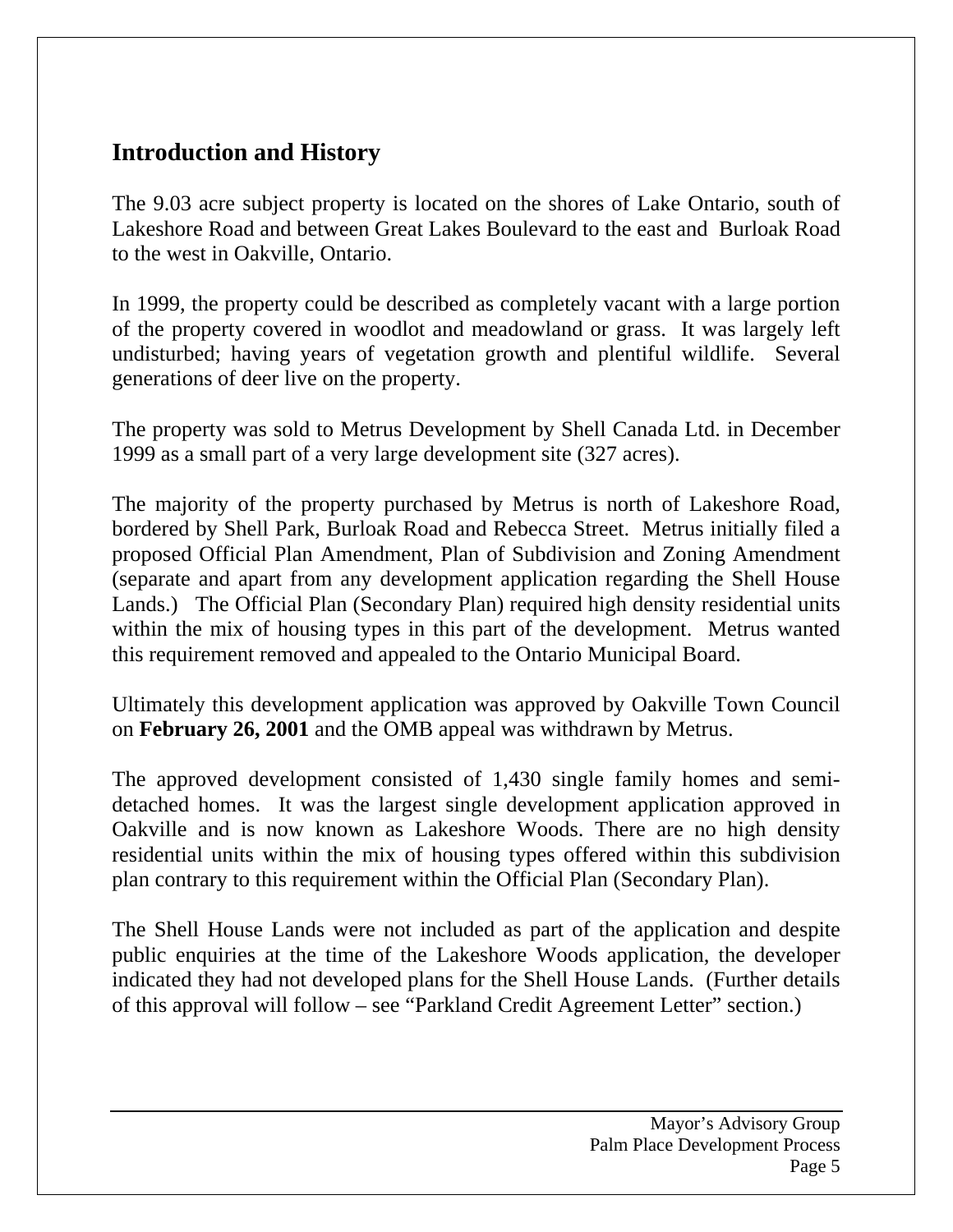## Introduction and History

The 9.03 acre subject property is located on the shores of Lake Ontario, south of Lakeshore Road and between Great Lakes Boulevard to the east and Burloak Road to the west in Oakville, Ontario.

In 1999, the property could be described as completely vacant with a large portion of the property covered in woodlot and meadowland or grass. It was largely left undisturbed; having years of vegetation growth and plentiful wildlife. Several generations of deer live on the property.

The property was sold to Metrus Development by Shell Canada Ltd. in December 1999 as a small part of a very large development site (327 acres).

The majority of the property purchased by Metrus is north of Lakeshore Road, bordered by Shell Park, Burloak Road and Rebecca Street. Metrus initially filed a proposed Official Plan Amendment, Plan of Subdivision and Zoning Amendment (separate and apart from any development application regarding the Shell House Lands.) The Official Plan (Secondary Plan) required high density residential units within the mix of housing types in this part of the development. Metrus wanted this requirement removed and appealed to the Ontario Municipal Board.

Ultimately this development application was approved by Oakville Town Council on **February 26, 2001** and the OMB appeal was withdrawn by Metrus.

The approved development consisted of 1,430 single family homes and semi-detached homes. It was the largest single development application approved in Oakville and is now known as Lakeshore Woods. There are no high density residential units within the mix of housing types offered within this subdivision plan contrary to this requirement within the Official Plan (Secondary Plan).

The Shell House Lands were not included as part of the application and despite public enquiries at the time of the Lakeshore Woods application, the developer indicated they had not developed plans for the Shell House Lands. (Further details of this approval will follow – see "Parkland Credit Agreement Letter" section.)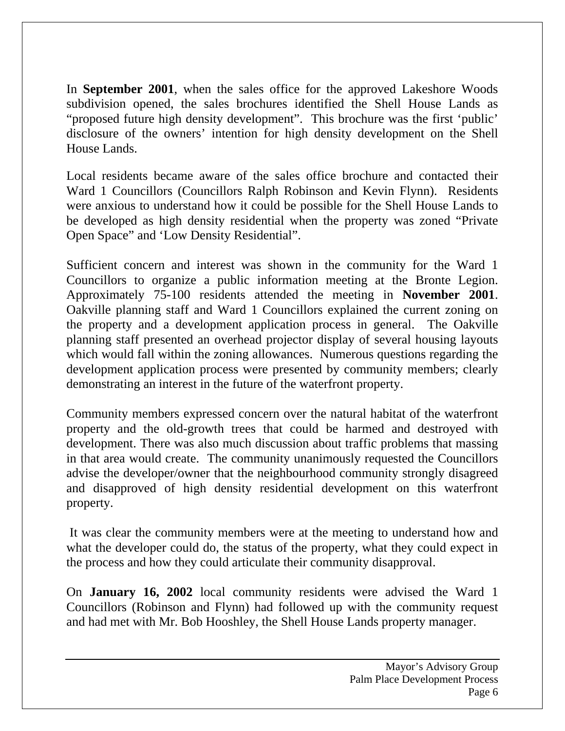In **September 2001**, when the sales office for the approved Lakeshore Woods subdivision opened, the sales brochures identified the Shell House Lands as "proposed future high density development". This brochure was the first 'public' disclosure of the owners' intention for high density development on the Shell House Lands.

Local residents became aware of the sales office brochure and contacted their Ward 1 Councillors (Councillors Ralph Robinson and Kevin Flynn). Residents were anxious to understand how it could be possible for the Shell House Lands to be developed as high density residential when the property was zoned "Private Open Space" and 'Low Density Residential".

Sufficient concern and interest was shown in the community for the Ward 1 Councillors to organize a public information meeting at the Bronte Legion. Approximately 75-100 residents attended the meeting in **November 2001**. Oakville planning staff and Ward 1 Councillors explained the current zoning on the property and a development application process in general. The Oakville planning staff presented an overhead projector display of several housing layouts which would fall within the zoning allowances. Numerous questions regarding the development application process were presented by community members; clearly demonstrating an interest in the future of the waterfront property.

Community members expressed concern over the natural habitat of the waterfront property and the old-growth trees that could be harmed and destroyed with development. There was also much discussion about traffic problems that massing in that area would create. The community unanimously requested the Councillors advise the developer/owner that the neighbourhood community strongly disagreed and disapproved of high density residential development on this waterfront property.

It was clear the community members were at the meeting to understand how and what the developer could do, the status of the property, what they could expect in the process and how they could articulate their community disapproval.

On **January 16, 2002** local community residents were advised the Ward 1 Councillors (Robinson and Flynn) had followed up with the community request and had met with Mr. Bob Hooshley, the Shell House Lands property manager.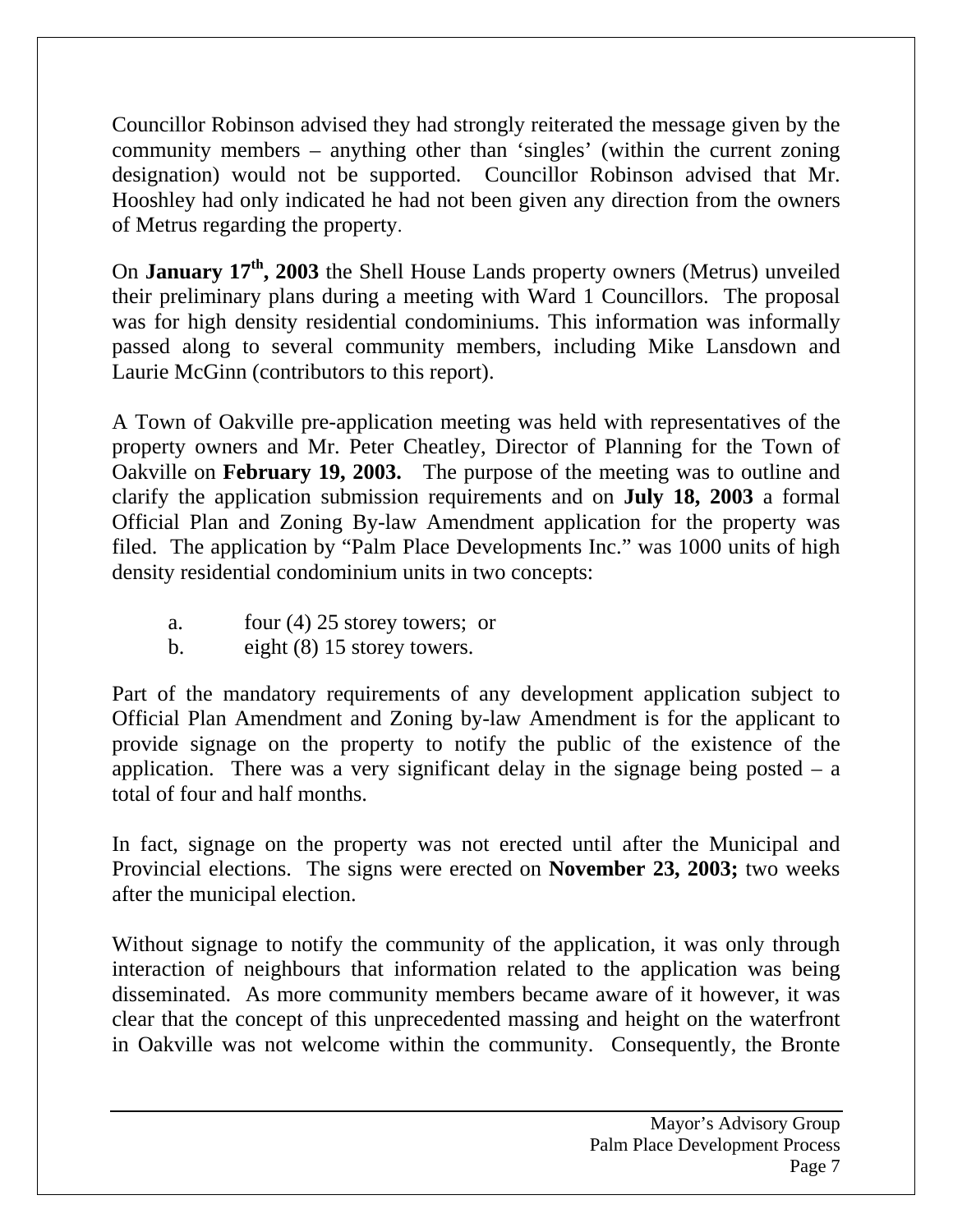Councillor Robinson advised they had strongly reiterated the message given by the community members – anything other than 'singles' (within the current zoning designation) would not be supported. Councillor Robinson advised that Mr. Hooshley had only indicated he had not been given any direction from the owners of Metrus regarding the property.

On **January 17th, 2003** the Shell House Lands property owners (Metrus) unveiled their preliminary plans during a meeting with Ward 1 Councillors. The proposal was for high density residential condominiums. This information was informally passed along to several community members, including Mike Lansdown and Laurie McGinn (contributors to this report).

A Town of Oakville pre-application meeting was held with representatives of the property owners and Mr. Peter Cheatley, Director of Planning for the Town of Oakville on **February 19, 2003.** The purpose of the meeting was to outline and clarify the application submission requirements and on **July 18, 2003** a formal Official Plan and Zoning By-law Amendment application for the property was filed. The application by "Palm Place Developments Inc." was 1000 units of high density residential condominium units in two concepts:

a. four (4) 25 storey towers; or
b. eight (8) 15 storey towers.

Part of the mandatory requirements of any development application subject to Official Plan Amendment and Zoning by-law Amendment is for the applicant to provide signage on the property to notify the public of the existence of the application. There was a very significant delay in the signage being posted – a total of four and half months.

In fact, signage on the property was not erected until after the Municipal and Provincial elections. The signs were erected on **November 23, 2003;** two weeks after the municipal election.

Without signage to notify the community of the application, it was only through interaction of neighbours that information related to the application was being disseminated. As more community members became aware of it however, it was clear that the concept of this unprecedented massing and height on the waterfront in Oakville was not welcome within the community. Consequently, the Bronte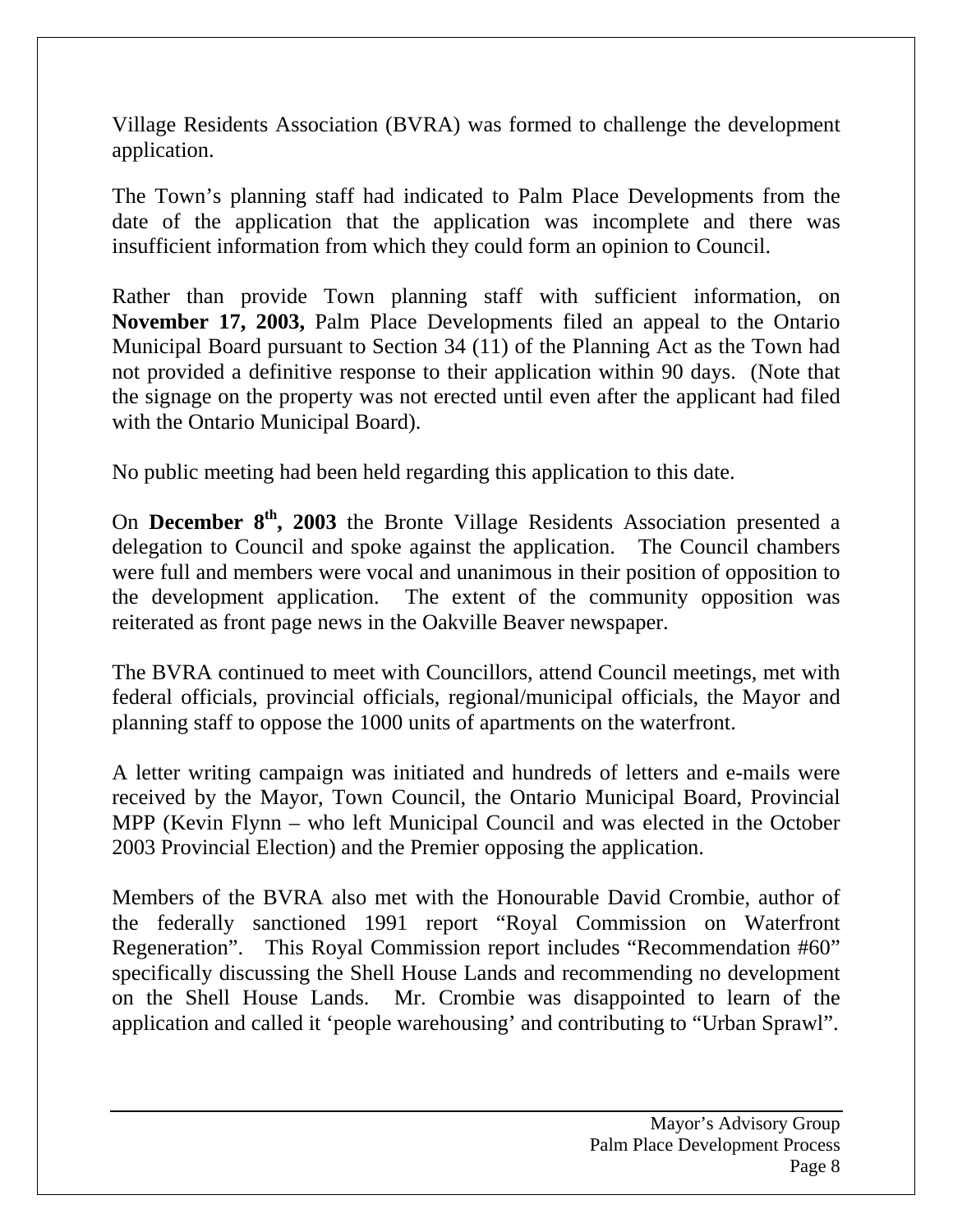Village Residents Association (BVRA) was formed to challenge the development application.

The Town's planning staff had indicated to Palm Place Developments from the date of the application that the application was incomplete and there was insufficient information from which they could form an opinion to Council.

Rather than provide Town planning staff with sufficient information, on **November 17, 2003,** Palm Place Developments filed an appeal to the Ontario Municipal Board pursuant to Section 34 (11) of the Planning Act as the Town had not provided a definitive response to their application within 90 days. (Note that the signage on the property was not erected until even after the applicant had filed with the Ontario Municipal Board).

No public meeting had been held regarding this application to this date.

On **December 8th, 2003** the Bronte Village Residents Association presented a delegation to Council and spoke against the application. The Council chambers were full and members were vocal and unanimous in their position of opposition to the development application. The extent of the community opposition was reiterated as front page news in the Oakville Beaver newspaper.

The BVRA continued to meet with Councillors, attend Council meetings, met with federal officials, provincial officials, regional/municipal officials, the Mayor and planning staff to oppose the 1000 units of apartments on the waterfront.

A letter writing campaign was initiated and hundreds of letters and e-mails were received by the Mayor, Town Council, the Ontario Municipal Board, Provincial MPP (Kevin Flynn – who left Municipal Council and was elected in the October 2003 Provincial Election) and the Premier opposing the application.

Members of the BVRA also met with the Honourable David Crombie, author of the federally sanctioned 1991 report "Royal Commission on Waterfront Regeneration". This Royal Commission report includes "Recommendation #60" specifically discussing the Shell House Lands and recommending no development on the Shell House Lands. Mr. Crombie was disappointed to learn of the application and called it 'people warehousing' and contributing to "Urban Sprawl".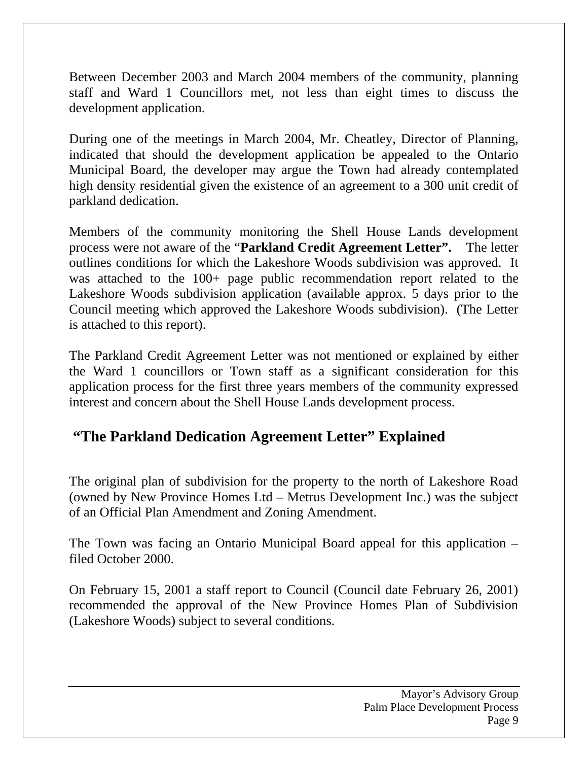Between December 2003 and March 2004 members of the community, planning staff and Ward 1 Councillors met, not less than eight times to discuss the development application.

During one of the meetings in March 2004, Mr. Cheatley, Director of Planning, indicated that should the development application be appealed to the Ontario Municipal Board, the developer may argue the Town had already contemplated high density residential given the existence of an agreement to a 300 unit credit of parkland dedication.

Members of the community monitoring the Shell House Lands development process were not aware of the "**Parkland Credit Agreement Letter".** The letter outlines conditions for which the Lakeshore Woods subdivision was approved. It was attached to the 100+ page public recommendation report related to the Lakeshore Woods subdivision application (available approx. 5 days prior to the Council meeting which approved the Lakeshore Woods subdivision). (The Letter is attached to this report).

The Parkland Credit Agreement Letter was not mentioned or explained by either the Ward 1 councillors or Town staff as a significant consideration for this application process for the first three years members of the community expressed interest and concern about the Shell House Lands development process.

## "The Parkland Dedication Agreement Letter" Explained

The original plan of subdivision for the property to the north of Lakeshore Road (owned by New Province Homes Ltd – Metrus Development Inc.) was the subject of an Official Plan Amendment and Zoning Amendment.

The Town was facing an Ontario Municipal Board appeal for this application – filed October 2000.

On February 15, 2001 a staff report to Council (Council date February 26, 2001) recommended the approval of the New Province Homes Plan of Subdivision (Lakeshore Woods) subject to several conditions.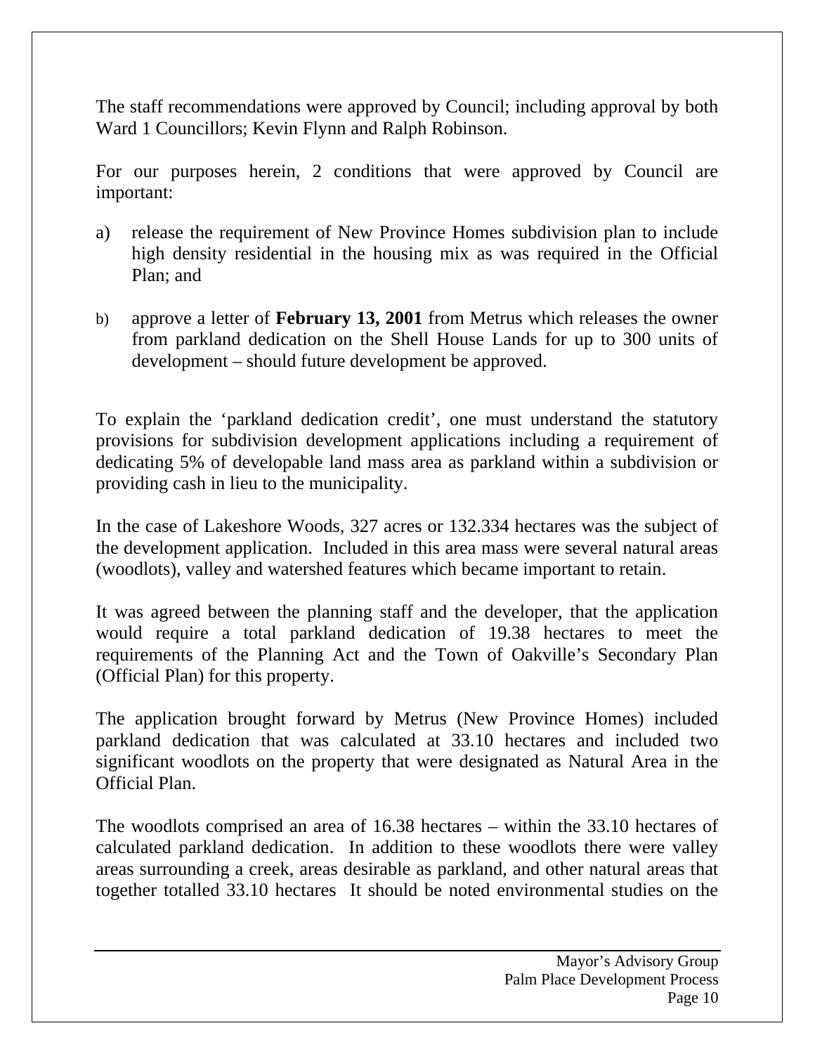The staff recommendations were approved by Council; including approval by both Ward 1 Councillors; Kevin Flynn and Ralph Robinson.

For our purposes herein, 2 conditions that were approved by Council are important:

a) release the requirement of New Province Homes subdivision plan to include high density residential in the housing mix as was required in the Official Plan; and

b) approve a letter of **February 13, 2001** from Metrus which releases the owner from parkland dedication on the Shell House Lands for up to 300 units of development – should future development be approved.

To explain the 'parkland dedication credit', one must understand the statutory provisions for subdivision development applications including a requirement of dedicating 5% of developable land mass area as parkland within a subdivision or providing cash in lieu to the municipality.

In the case of Lakeshore Woods, 327 acres or 132.334 hectares was the subject of the development application. Included in this area mass were several natural areas (woodlots), valley and watershed features which became important to retain.

It was agreed between the planning staff and the developer, that the application would require a total parkland dedication of 19.38 hectares to meet the requirements of the Planning Act and the Town of Oakville's Secondary Plan (Official Plan) for this property.

The application brought forward by Metrus (New Province Homes) included parkland dedication that was calculated at 33.10 hectares and included two significant woodlots on the property that were designated as Natural Area in the Official Plan.

The woodlots comprised an area of 16.38 hectares – within the 33.10 hectares of calculated parkland dedication. In addition to these woodlots there were valley areas surrounding a creek, areas desirable as parkland, and other natural areas that together totalled 33.10 hectares It should be noted environmental studies on the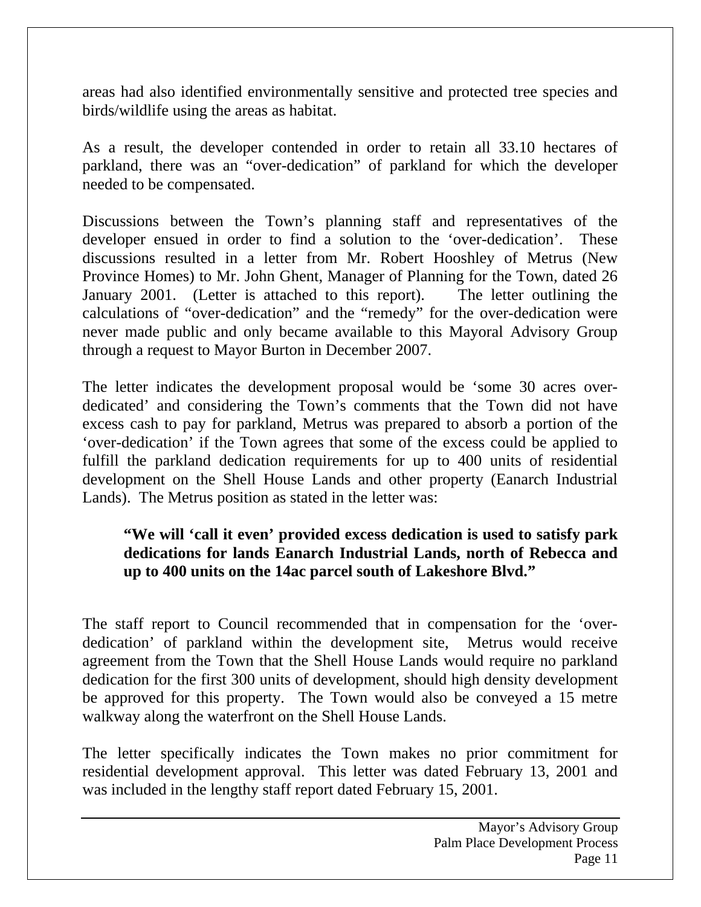areas had also identified environmentally sensitive and protected tree species and birds/wildlife using the areas as habitat.

As a result, the developer contended in order to retain all 33.10 hectares of parkland, there was an "over-dedication" of parkland for which the developer needed to be compensated.

Discussions between the Town's planning staff and representatives of the developer ensued in order to find a solution to the 'over-dedication'. These discussions resulted in a letter from Mr. Robert Hooshley of Metrus (New Province Homes) to Mr. John Ghent, Manager of Planning for the Town, dated 26 January 2001. (Letter is attached to this report). The letter outlining the calculations of "over-dedication" and the "remedy" for the over-dedication were never made public and only became available to this Mayoral Advisory Group through a request to Mayor Burton in December 2007.

The letter indicates the development proposal would be 'some 30 acres over-dedicated' and considering the Town's comments that the Town did not have excess cash to pay for parkland, Metrus was prepared to absorb a portion of the 'over-dedication' if the Town agrees that some of the excess could be applied to fulfill the parkland dedication requirements for up to 400 units of residential development on the Shell House Lands and other property (Eanarch Industrial Lands). The Metrus position as stated in the letter was:

> **"We will 'call it even' provided excess dedication is used to satisfy park dedications for lands Eanarch Industrial Lands, north of Rebecca and up to 400 units on the 14ac parcel south of Lakeshore Blvd."**

The staff report to Council recommended that in compensation for the 'over-dedication' of parkland within the development site, Metrus would receive agreement from the Town that the Shell House Lands would require no parkland dedication for the first 300 units of development, should high density development be approved for this property. The Town would also be conveyed a 15 metre walkway along the waterfront on the Shell House Lands.

The letter specifically indicates the Town makes no prior commitment for residential development approval. This letter was dated February 13, 2001 and was included in the lengthy staff report dated February 15, 2001.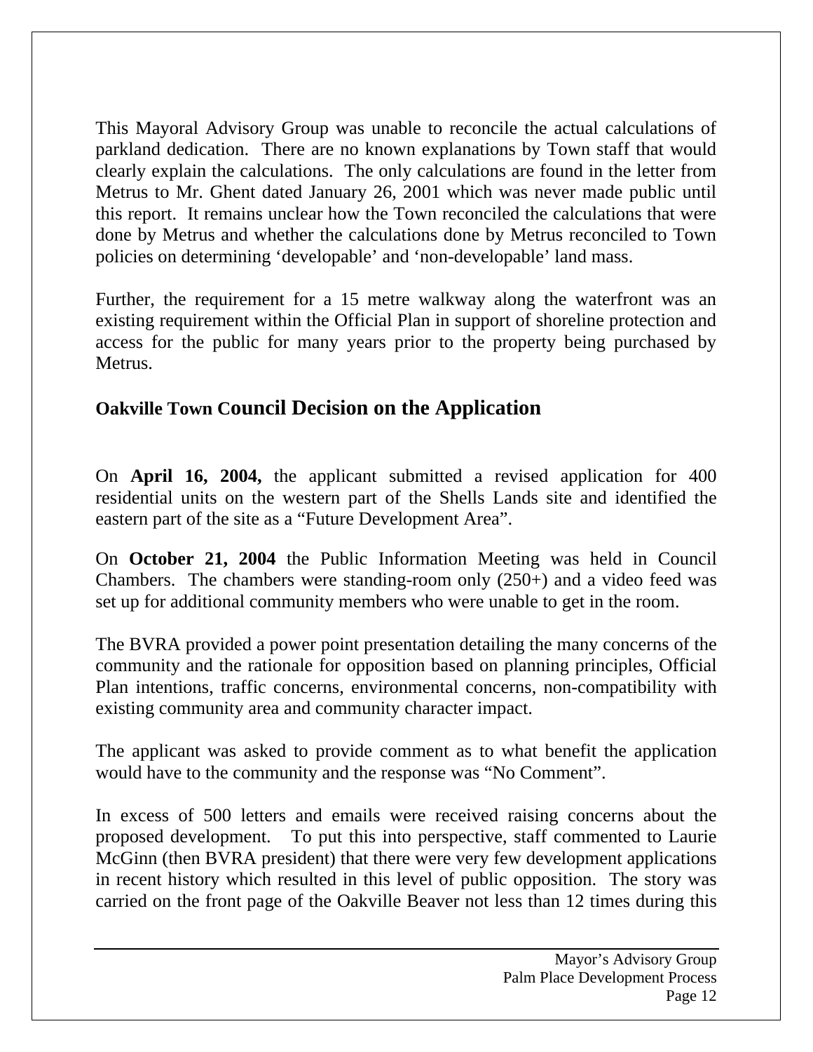This Mayoral Advisory Group was unable to reconcile the actual calculations of parkland dedication. There are no known explanations by Town staff that would clearly explain the calculations. The only calculations are found in the letter from Metrus to Mr. Ghent dated January 26, 2001 which was never made public until this report. It remains unclear how the Town reconciled the calculations that were done by Metrus and whether the calculations done by Metrus reconciled to Town policies on determining 'developable' and 'non-developable' land mass.

Further, the requirement for a 15 metre walkway along the waterfront was an existing requirement within the Official Plan in support of shoreline protection and access for the public for many years prior to the property being purchased by Metrus.

## Oakville Town Council Decision on the Application

On **April 16, 2004,** the applicant submitted a revised application for 400 residential units on the western part of the Shells Lands site and identified the eastern part of the site as a "Future Development Area".

On **October 21, 2004** the Public Information Meeting was held in Council Chambers. The chambers were standing-room only (250+) and a video feed was set up for additional community members who were unable to get in the room.

The BVRA provided a power point presentation detailing the many concerns of the community and the rationale for opposition based on planning principles, Official Plan intentions, traffic concerns, environmental concerns, non-compatibility with existing community area and community character impact.

The applicant was asked to provide comment as to what benefit the application would have to the community and the response was "No Comment".

In excess of 500 letters and emails were received raising concerns about the proposed development. To put this into perspective, staff commented to Laurie McGinn (then BVRA president) that there were very few development applications in recent history which resulted in this level of public opposition. The story was carried on the front page of the Oakville Beaver not less than 12 times during this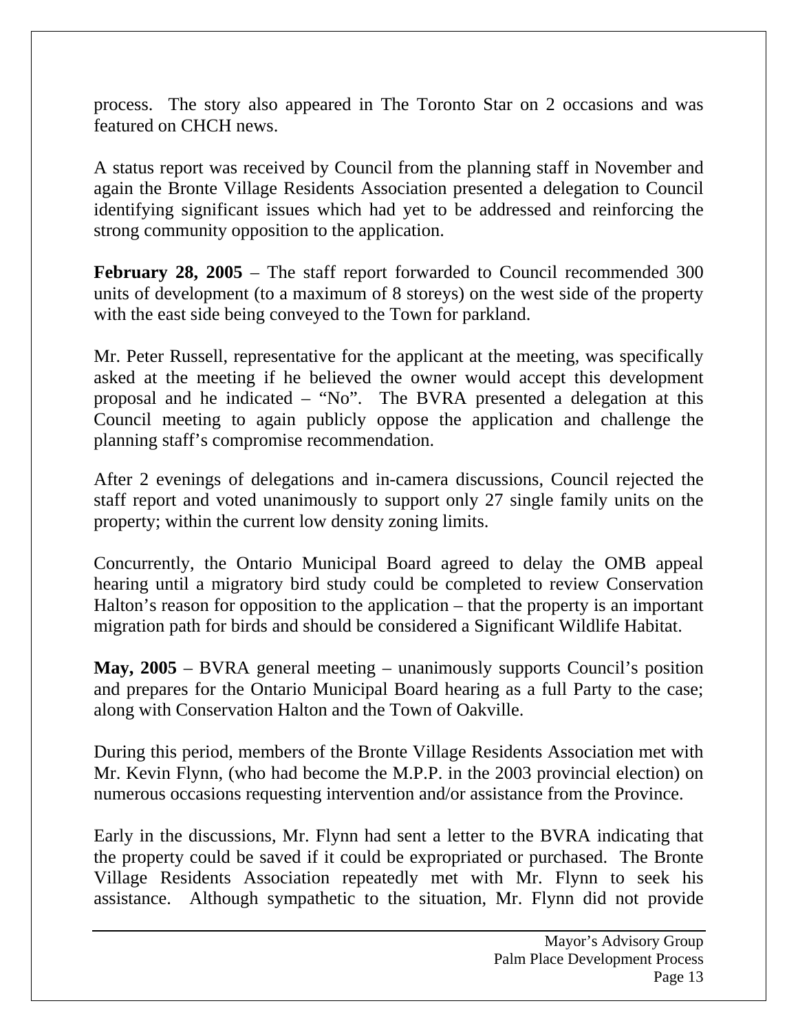process. The story also appeared in The Toronto Star on 2 occasions and was featured on CHCH news.

A status report was received by Council from the planning staff in November and again the Bronte Village Residents Association presented a delegation to Council identifying significant issues which had yet to be addressed and reinforcing the strong community opposition to the application.

**February 28, 2005** – The staff report forwarded to Council recommended 300 units of development (to a maximum of 8 storeys) on the west side of the property with the east side being conveyed to the Town for parkland.

Mr. Peter Russell, representative for the applicant at the meeting, was specifically asked at the meeting if he believed the owner would accept this development proposal and he indicated – "No". The BVRA presented a delegation at this Council meeting to again publicly oppose the application and challenge the planning staff's compromise recommendation.

After 2 evenings of delegations and in-camera discussions, Council rejected the staff report and voted unanimously to support only 27 single family units on the property; within the current low density zoning limits.

Concurrently, the Ontario Municipal Board agreed to delay the OMB appeal hearing until a migratory bird study could be completed to review Conservation Halton's reason for opposition to the application – that the property is an important migration path for birds and should be considered a Significant Wildlife Habitat.

**May, 2005** – BVRA general meeting – unanimously supports Council's position and prepares for the Ontario Municipal Board hearing as a full Party to the case; along with Conservation Halton and the Town of Oakville.

During this period, members of the Bronte Village Residents Association met with Mr. Kevin Flynn, (who had become the M.P.P. in the 2003 provincial election) on numerous occasions requesting intervention and/or assistance from the Province.

Early in the discussions, Mr. Flynn had sent a letter to the BVRA indicating that the property could be saved if it could be expropriated or purchased. The Bronte Village Residents Association repeatedly met with Mr. Flynn to seek his assistance. Although sympathetic to the situation, Mr. Flynn did not provide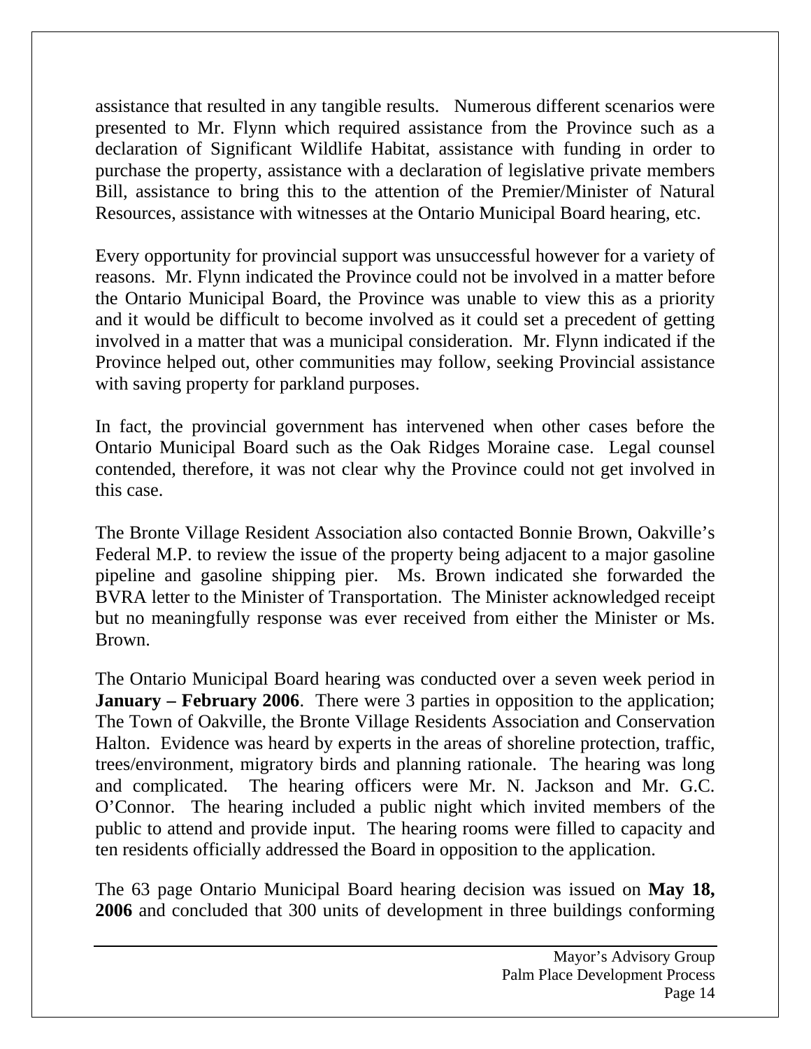assistance that resulted in any tangible results. Numerous different scenarios were presented to Mr. Flynn which required assistance from the Province such as a declaration of Significant Wildlife Habitat, assistance with funding in order to purchase the property, assistance with a declaration of legislative private members Bill, assistance to bring this to the attention of the Premier/Minister of Natural Resources, assistance with witnesses at the Ontario Municipal Board hearing, etc.

Every opportunity for provincial support was unsuccessful however for a variety of reasons. Mr. Flynn indicated the Province could not be involved in a matter before the Ontario Municipal Board, the Province was unable to view this as a priority and it would be difficult to become involved as it could set a precedent of getting involved in a matter that was a municipal consideration. Mr. Flynn indicated if the Province helped out, other communities may follow, seeking Provincial assistance with saving property for parkland purposes.

In fact, the provincial government has intervened when other cases before the Ontario Municipal Board such as the Oak Ridges Moraine case. Legal counsel contended, therefore, it was not clear why the Province could not get involved in this case.

The Bronte Village Resident Association also contacted Bonnie Brown, Oakville's Federal M.P. to review the issue of the property being adjacent to a major gasoline pipeline and gasoline shipping pier. Ms. Brown indicated she forwarded the BVRA letter to the Minister of Transportation. The Minister acknowledged receipt but no meaningfully response was ever received from either the Minister or Ms. Brown.

The Ontario Municipal Board hearing was conducted over a seven week period in **January – February 2006**. There were 3 parties in opposition to the application; The Town of Oakville, the Bronte Village Residents Association and Conservation Halton. Evidence was heard by experts in the areas of shoreline protection, traffic, trees/environment, migratory birds and planning rationale. The hearing was long and complicated. The hearing officers were Mr. N. Jackson and Mr. G.C. O'Connor. The hearing included a public night which invited members of the public to attend and provide input. The hearing rooms were filled to capacity and ten residents officially addressed the Board in opposition to the application.

The 63 page Ontario Municipal Board hearing decision was issued on **May 18, 2006** and concluded that 300 units of development in three buildings conforming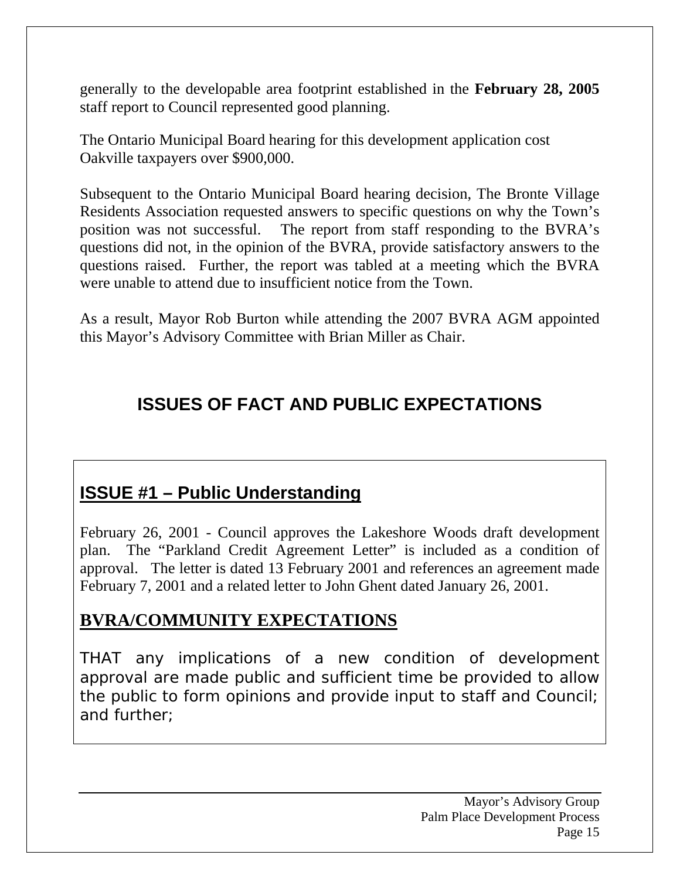generally to the developable area footprint established in the **February 28, 2005** staff report to Council represented good planning.

The Ontario Municipal Board hearing for this development application cost Oakville taxpayers over $900,000.

Subsequent to the Ontario Municipal Board hearing decision, The Bronte Village Residents Association requested answers to specific questions on why the Town's position was not successful. The report from staff responding to the BVRA's questions did not, in the opinion of the BVRA, provide satisfactory answers to the questions raised. Further, the report was tabled at a meeting which the BVRA were unable to attend due to insufficient notice from the Town.

As a result, Mayor Rob Burton while attending the 2007 BVRA AGM appointed this Mayor's Advisory Committee with Brian Miller as Chair.

## ISSUES OF FACT AND PUBLIC EXPECTATIONS

### ISSUE #1 – Public Understanding

February 26, 2001 - Council approves the Lakeshore Woods draft development plan. The "Parkland Credit Agreement Letter" is included as a condition of approval. The letter is dated 13 February 2001 and references an agreement made February 7, 2001 and a related letter to John Ghent dated January 26, 2001.

### BVRA/COMMUNITY EXPECTATIONS

THAT any implications of a new condition of development approval are made public and sufficient time be provided to allow the public to form opinions and provide input to staff and Council; and further;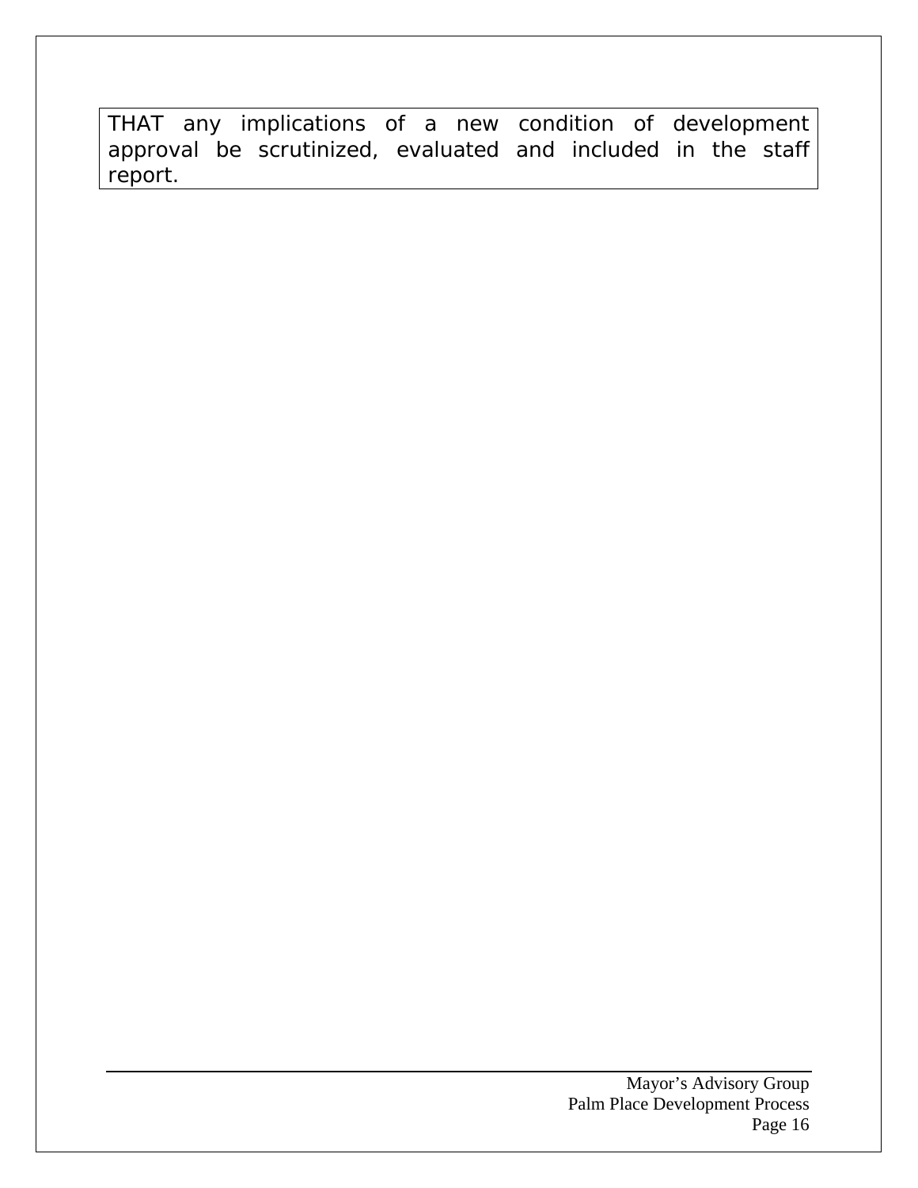THAT any implications of a new condition of development approval be scrutinized, evaluated and included in the staff report.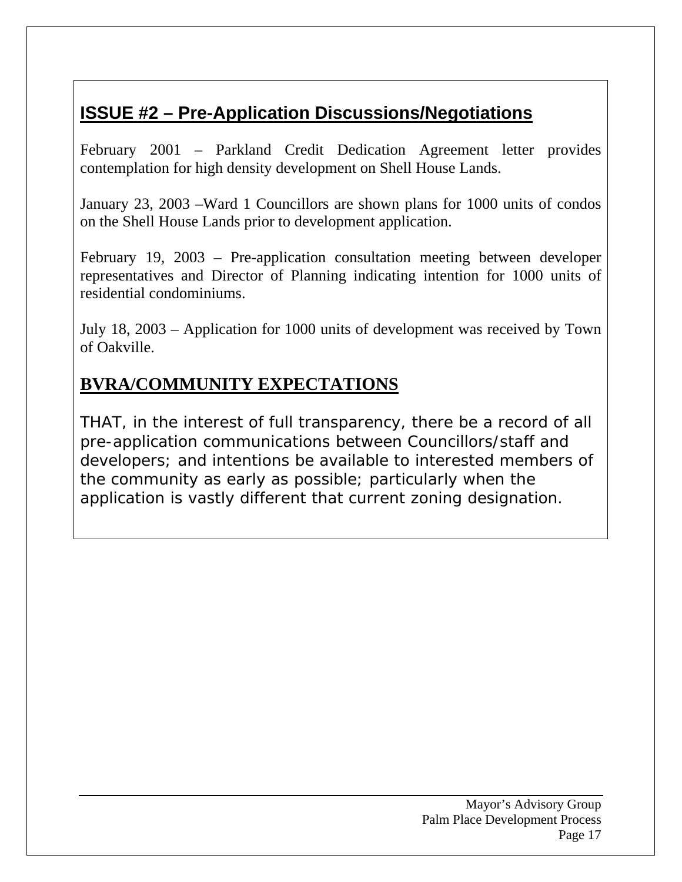## ISSUE #2 – Pre-Application Discussions/Negotiations

February 2001 – Parkland Credit Dedication Agreement letter provides contemplation for high density development on Shell House Lands.

January 23, 2003 –Ward 1 Councillors are shown plans for 1000 units of condos on the Shell House Lands prior to development application.

February 19, 2003 – Pre-application consultation meeting between developer representatives and Director of Planning indicating intention for 1000 units of residential condominiums.

July 18, 2003 – Application for 1000 units of development was received by Town of Oakville.

## BVRA/COMMUNITY EXPECTATIONS

THAT, in the interest of full transparency, there be a record of all pre-application communications between Councillors/staff and developers; and intentions be available to interested members of the community as early as possible; particularly when the application is vastly different that current zoning designation.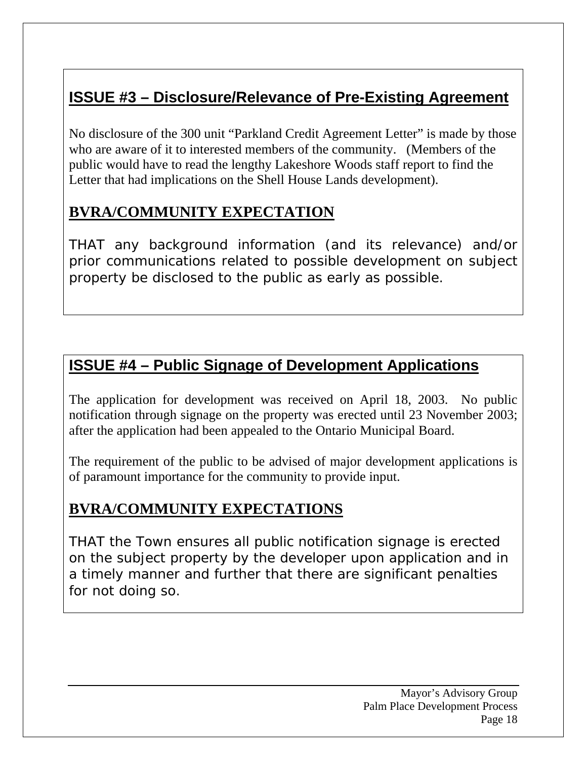## ISSUE #3 – Disclosure/Relevance of Pre-Existing Agreement

No disclosure of the 300 unit "Parkland Credit Agreement Letter" is made by those who are aware of it to interested members of the community. (Members of the public would have to read the lengthy Lakeshore Woods staff report to find the Letter that had implications on the Shell House Lands development).

## BVRA/COMMUNITY EXPECTATION

THAT any background information (and its relevance) and/or prior communications related to possible development on subject property be disclosed to the public as early as possible.

## ISSUE #4 – Public Signage of Development Applications

The application for development was received on April 18, 2003. No public notification through signage on the property was erected until 23 November 2003; after the application had been appealed to the Ontario Municipal Board.

The requirement of the public to be advised of major development applications is of paramount importance for the community to provide input.

## BVRA/COMMUNITY EXPECTATIONS

THAT the Town ensures all public notification signage is erected on the subject property by the developer upon application and in a timely manner and further that there are significant penalties for not doing so.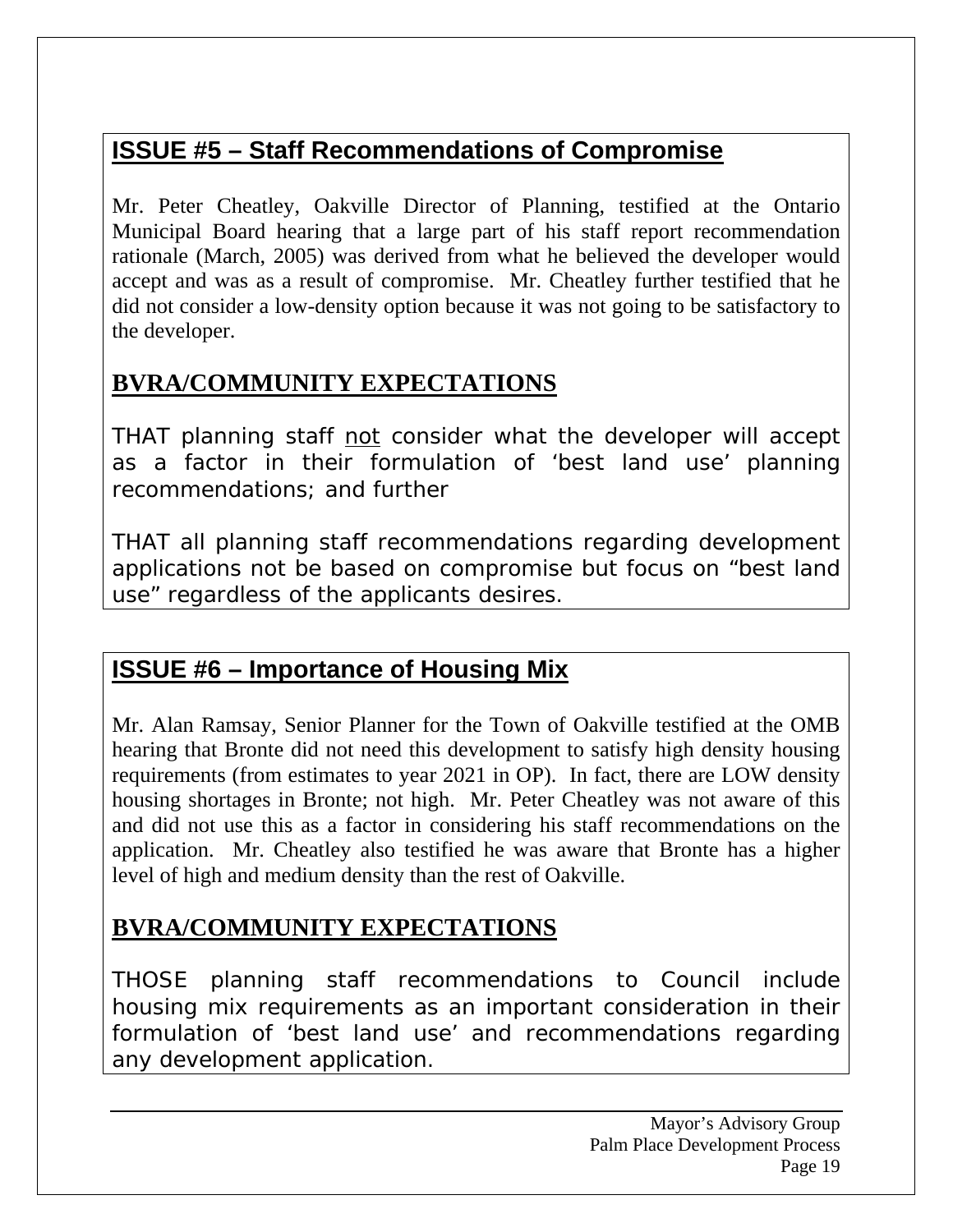## ISSUE #5 – Staff Recommendations of Compromise

Mr. Peter Cheatley, Oakville Director of Planning, testified at the Ontario Municipal Board hearing that a large part of his staff report recommendation rationale (March, 2005) was derived from what he believed the developer would accept and was as a result of compromise. Mr. Cheatley further testified that he did not consider a low-density option because it was not going to be satisfactory to the developer.

## BVRA/COMMUNITY EXPECTATIONS

THAT planning staff not consider what the developer will accept as a factor in their formulation of 'best land use' planning recommendations; and further

THAT all planning staff recommendations regarding development applications not be based on compromise but focus on "best land use" regardless of the applicants desires.

## ISSUE #6 – Importance of Housing Mix

Mr. Alan Ramsay, Senior Planner for the Town of Oakville testified at the OMB hearing that Bronte did not need this development to satisfy high density housing requirements (from estimates to year 2021 in OP). In fact, there are LOW density housing shortages in Bronte; not high. Mr. Peter Cheatley was not aware of this and did not use this as a factor in considering his staff recommendations on the application. Mr. Cheatley also testified he was aware that Bronte has a higher level of high and medium density than the rest of Oakville.

## BVRA/COMMUNITY EXPECTATIONS

THOSE planning staff recommendations to Council include housing mix requirements as an important consideration in their formulation of 'best land use' and recommendations regarding any development application.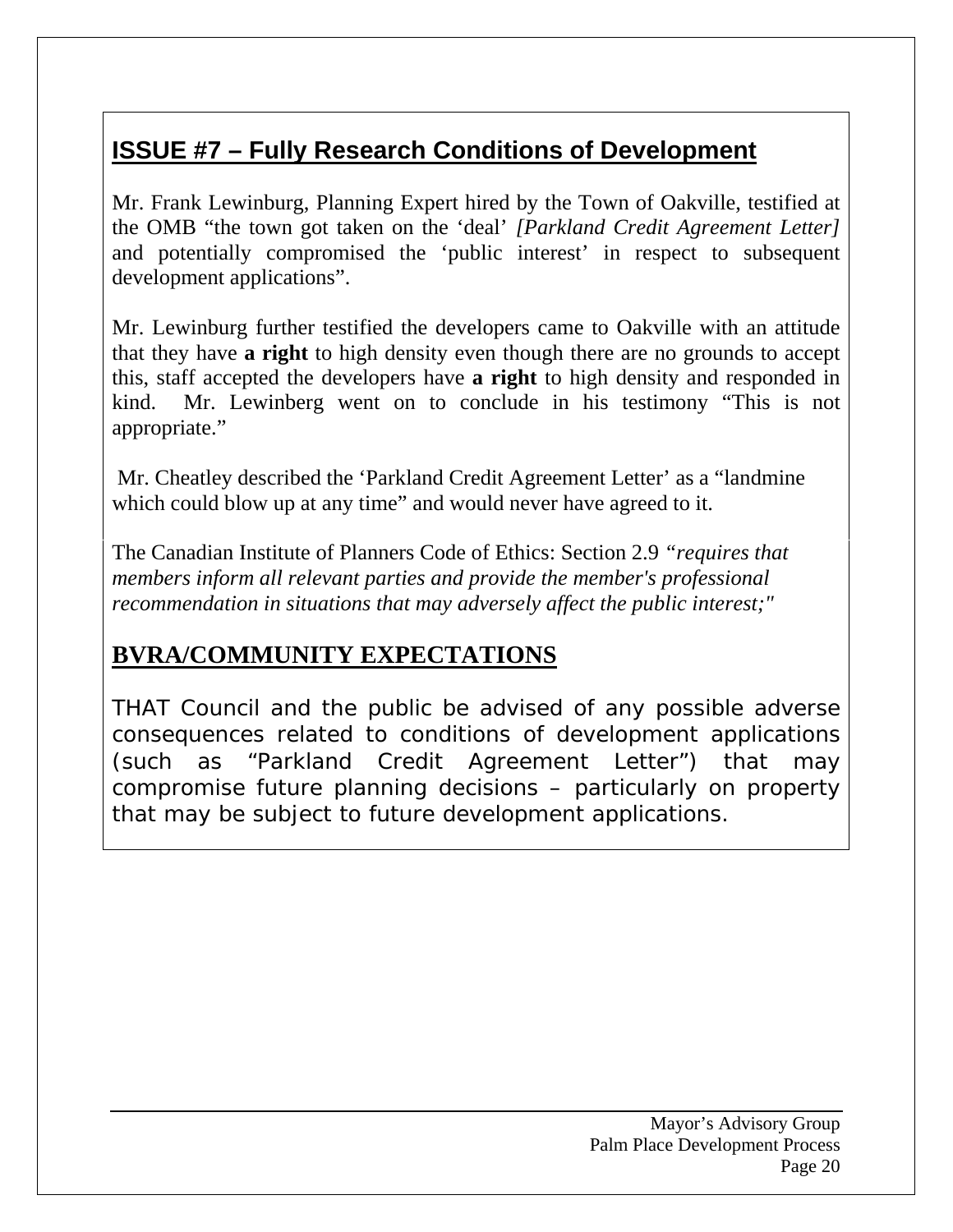## ISSUE #7 – Fully Research Conditions of Development

Mr. Frank Lewinburg, Planning Expert hired by the Town of Oakville, testified at the OMB "the town got taken on the 'deal' *[Parkland Credit Agreement Letter]* and potentially compromised the 'public interest' in respect to subsequent development applications".

Mr. Lewinburg further testified the developers came to Oakville with an attitude that they have **a right** to high density even though there are no grounds to accept this, staff accepted the developers have **a right** to high density and responded in kind. Mr. Lewinberg went on to conclude in his testimony "This is not appropriate."

Mr. Cheatley described the 'Parkland Credit Agreement Letter' as a "landmine which could blow up at any time" and would never have agreed to it.

The Canadian Institute of Planners Code of Ethics: Section 2.9 *"requires that members inform all relevant parties and provide the member's professional recommendation in situations that may adversely affect the public interest;"*

## BVRA/COMMUNITY EXPECTATIONS

THAT Council and the public be advised of any possible adverse consequences related to conditions of development applications (such as "Parkland Credit Agreement Letter") that may compromise future planning decisions – particularly on property that may be subject to future development applications.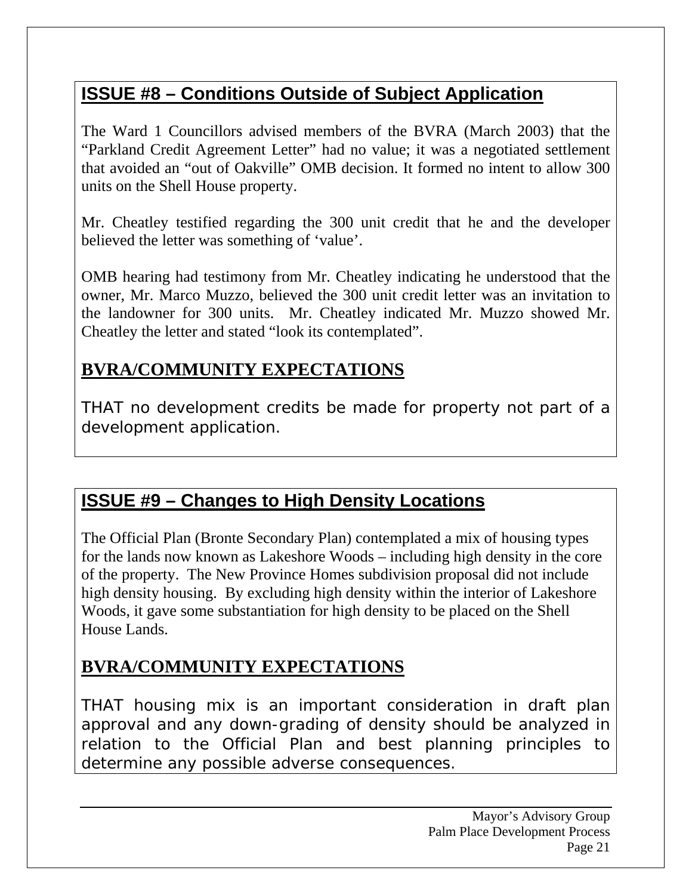## ISSUE #8 – Conditions Outside of Subject Application

The Ward 1 Councillors advised members of the BVRA (March 2003) that the "Parkland Credit Agreement Letter" had no value; it was a negotiated settlement that avoided an "out of Oakville" OMB decision. It formed no intent to allow 300 units on the Shell House property.

Mr. Cheatley testified regarding the 300 unit credit that he and the developer believed the letter was something of 'value'.

OMB hearing had testimony from Mr. Cheatley indicating he understood that the owner, Mr. Marco Muzzo, believed the 300 unit credit letter was an invitation to the landowner for 300 units. Mr. Cheatley indicated Mr. Muzzo showed Mr. Cheatley the letter and stated "look its contemplated".

## BVRA/COMMUNITY EXPECTATIONS

THAT no development credits be made for property not part of a development application.

## ISSUE #9 – Changes to High Density Locations

The Official Plan (Bronte Secondary Plan) contemplated a mix of housing types for the lands now known as Lakeshore Woods – including high density in the core of the property. The New Province Homes subdivision proposal did not include high density housing. By excluding high density within the interior of Lakeshore Woods, it gave some substantiation for high density to be placed on the Shell House Lands.

## BVRA/COMMUNITY EXPECTATIONS

THAT housing mix is an important consideration in draft plan approval and any down-grading of density should be analyzed in relation to the Official Plan and best planning principles to determine any possible adverse consequences.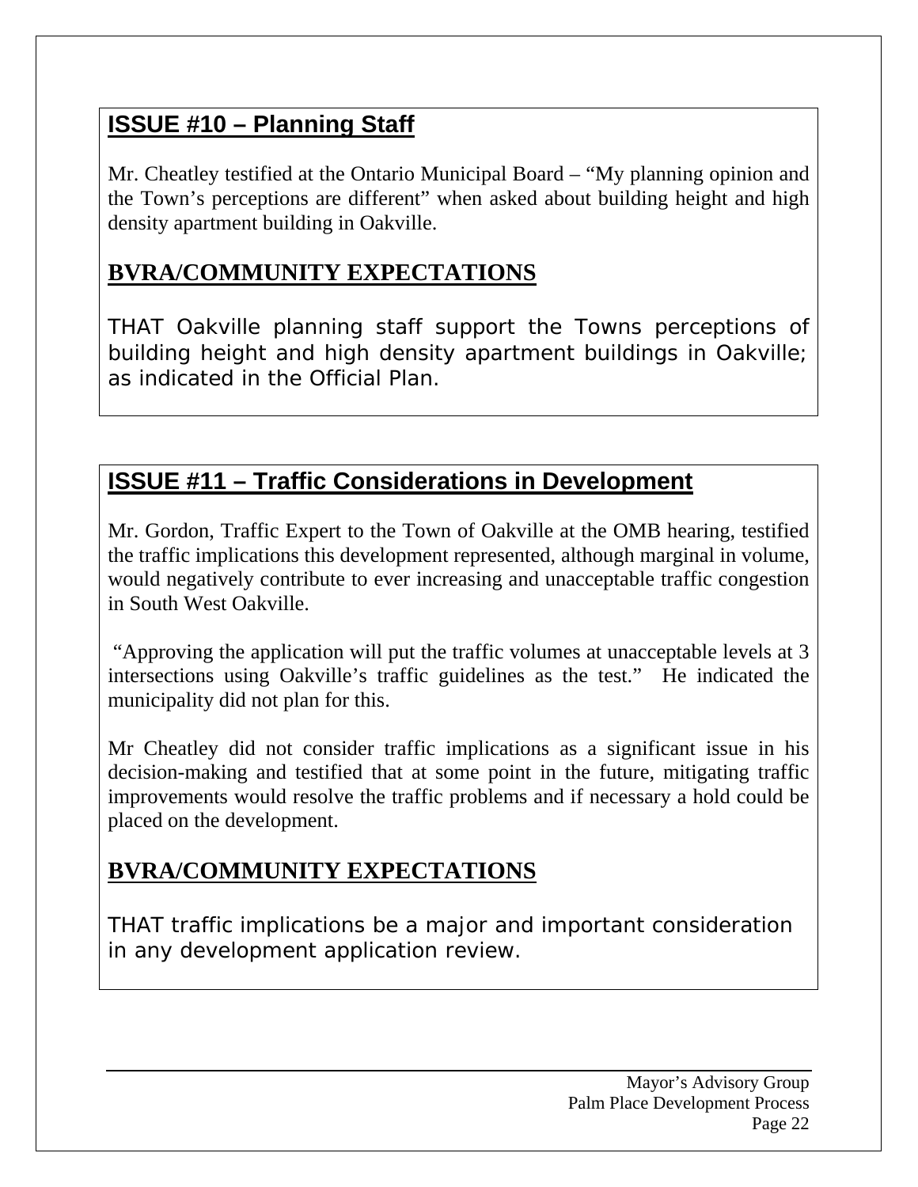## ISSUE #10 – Planning Staff

Mr. Cheatley testified at the Ontario Municipal Board – "My planning opinion and the Town's perceptions are different" when asked about building height and high density apartment building in Oakville.

## BVRA/COMMUNITY EXPECTATIONS

THAT Oakville planning staff support the Towns perceptions of building height and high density apartment buildings in Oakville; as indicated in the Official Plan.

## ISSUE #11 – Traffic Considerations in Development

Mr. Gordon, Traffic Expert to the Town of Oakville at the OMB hearing, testified the traffic implications this development represented, although marginal in volume, would negatively contribute to ever increasing and unacceptable traffic congestion in South West Oakville.

"Approving the application will put the traffic volumes at unacceptable levels at 3 intersections using Oakville's traffic guidelines as the test." He indicated the municipality did not plan for this.

Mr Cheatley did not consider traffic implications as a significant issue in his decision-making and testified that at some point in the future, mitigating traffic improvements would resolve the traffic problems and if necessary a hold could be placed on the development.

## BVRA/COMMUNITY EXPECTATIONS

THAT traffic implications be a major and important consideration in any development application review.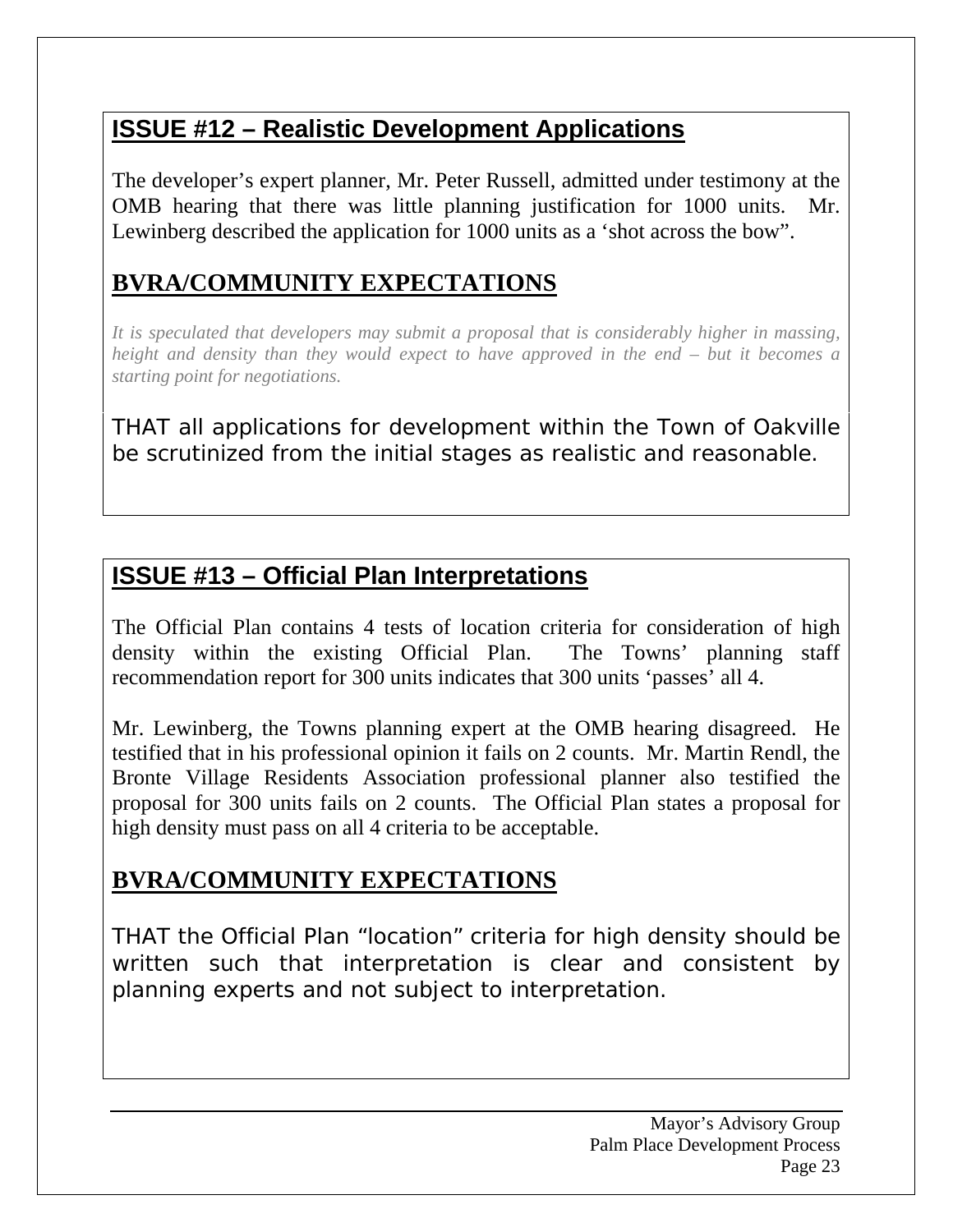## ISSUE #12 – Realistic Development Applications

The developer's expert planner, Mr. Peter Russell, admitted under testimony at the OMB hearing that there was little planning justification for 1000 units. Mr. Lewinberg described the application for 1000 units as a 'shot across the bow".

## BVRA/COMMUNITY EXPECTATIONS

*It is speculated that developers may submit a proposal that is considerably higher in massing, height and density than they would expect to have approved in the end – but it becomes a starting point for negotiations.*

THAT all applications for development within the Town of Oakville be scrutinized from the initial stages as realistic and reasonable.

## ISSUE #13 – Official Plan Interpretations

The Official Plan contains 4 tests of location criteria for consideration of high density within the existing Official Plan. The Towns' planning staff recommendation report for 300 units indicates that 300 units 'passes' all 4.

Mr. Lewinberg, the Towns planning expert at the OMB hearing disagreed. He testified that in his professional opinion it fails on 2 counts. Mr. Martin Rendl, the Bronte Village Residents Association professional planner also testified the proposal for 300 units fails on 2 counts. The Official Plan states a proposal for high density must pass on all 4 criteria to be acceptable.

## BVRA/COMMUNITY EXPECTATIONS

THAT the Official Plan "location" criteria for high density should be written such that interpretation is clear and consistent by planning experts and not subject to interpretation.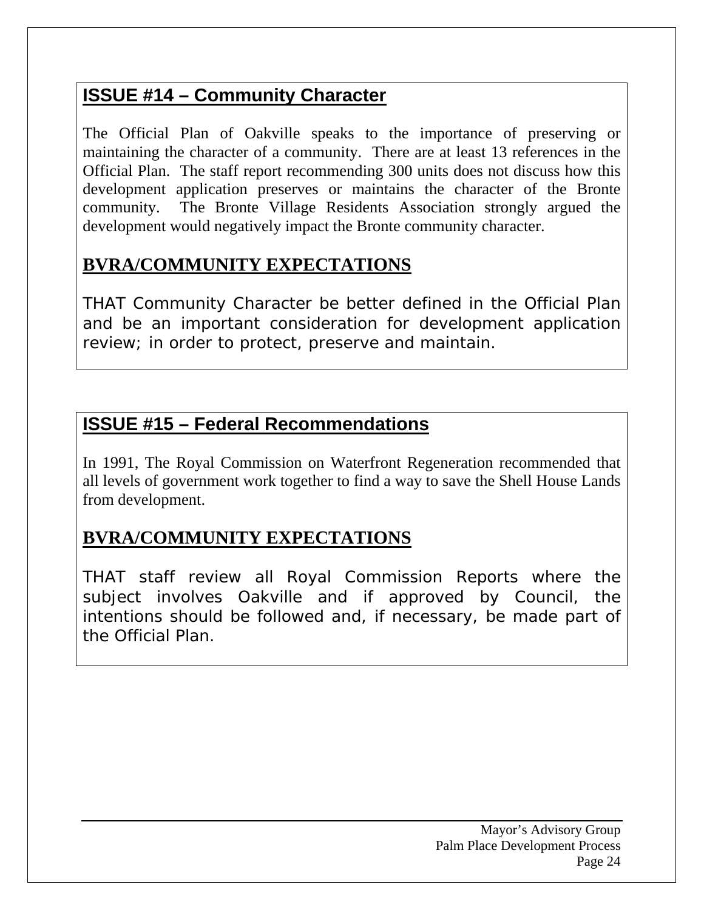## ISSUE #14 – Community Character

The Official Plan of Oakville speaks to the importance of preserving or maintaining the character of a community. There are at least 13 references in the Official Plan. The staff report recommending 300 units does not discuss how this development application preserves or maintains the character of the Bronte community. The Bronte Village Residents Association strongly argued the development would negatively impact the Bronte community character.

### BVRA/COMMUNITY EXPECTATIONS

THAT Community Character be better defined in the Official Plan and be an important consideration for development application review; in order to protect, preserve and maintain.

## ISSUE #15 – Federal Recommendations

In 1991, The Royal Commission on Waterfront Regeneration recommended that all levels of government work together to find a way to save the Shell House Lands from development.

### BVRA/COMMUNITY EXPECTATIONS

THAT staff review all Royal Commission Reports where the subject involves Oakville and if approved by Council, the intentions should be followed and, if necessary, be made part of the Official Plan.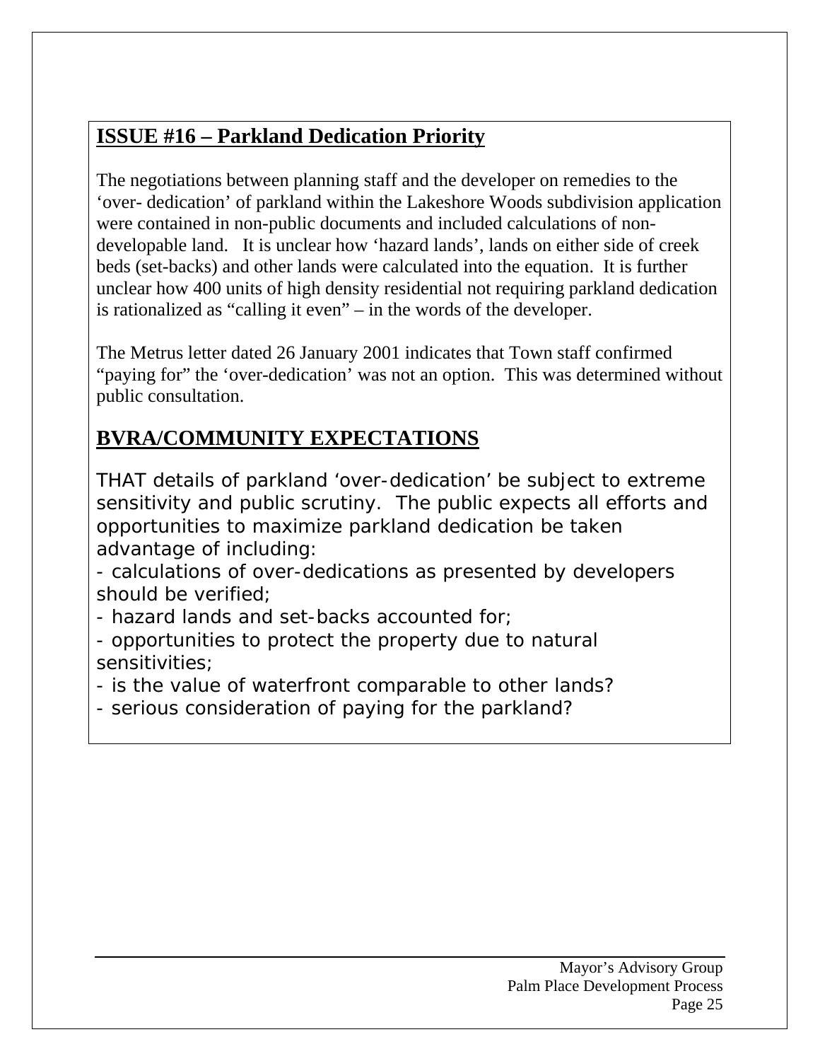## ISSUE #16 – Parkland Dedication Priority

The negotiations between planning staff and the developer on remedies to the 'over- dedication' of parkland within the Lakeshore Woods subdivision application were contained in non-public documents and included calculations of non-developable land. It is unclear how 'hazard lands', lands on either side of creek beds (set-backs) and other lands were calculated into the equation. It is further unclear how 400 units of high density residential not requiring parkland dedication is rationalized as "calling it even" – in the words of the developer.

The Metrus letter dated 26 January 2001 indicates that Town staff confirmed "paying for" the 'over-dedication' was not an option. This was determined without public consultation.

## BVRA/COMMUNITY EXPECTATIONS

THAT details of parkland 'over-dedication' be subject to extreme sensitivity and public scrutiny. The public expects all efforts and opportunities to maximize parkland dedication be taken advantage of including:

- calculations of over-dedications as presented by developers should be verified;
- hazard lands and set-backs accounted for;
- opportunities to protect the property due to natural sensitivities;
- is the value of waterfront comparable to other lands?
- serious consideration of paying for the parkland?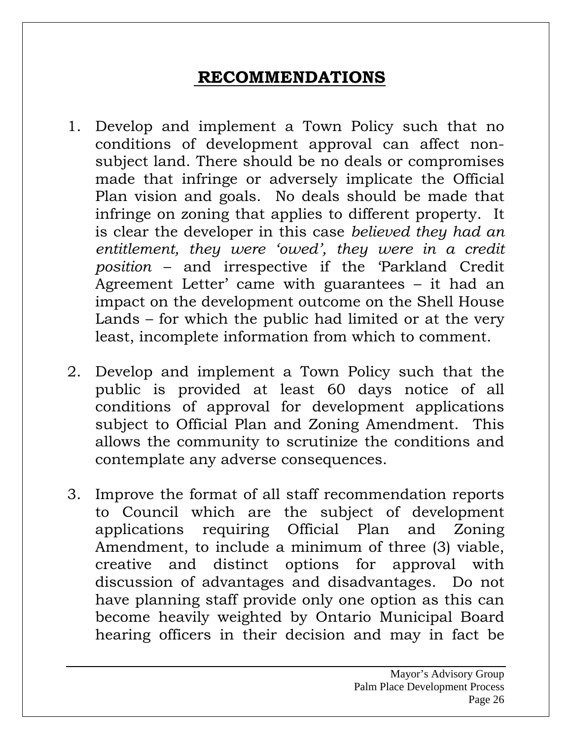# RECOMMENDATIONS

1. Develop and implement a Town Policy such that no conditions of development approval can affect non-subject land. There should be no deals or compromises made that infringe or adversely implicate the Official Plan vision and goals. No deals should be made that infringe on zoning that applies to different property. It is clear the developer in this case *believed they had an entitlement, they were 'owed', they were in a credit position* – and irrespective if the 'Parkland Credit Agreement Letter' came with guarantees – it had an impact on the development outcome on the Shell House Lands – for which the public had limited or at the very least, incomplete information from which to comment.

2. Develop and implement a Town Policy such that the public is provided at least 60 days notice of all conditions of approval for development applications subject to Official Plan and Zoning Amendment. This allows the community to scrutinize the conditions and contemplate any adverse consequences.

3. Improve the format of all staff recommendation reports to Council which are the subject of development applications requiring Official Plan and Zoning Amendment, to include a minimum of three (3) viable, creative and distinct options for approval with discussion of advantages and disadvantages. Do not have planning staff provide only one option as this can become heavily weighted by Ontario Municipal Board hearing officers in their decision and may in fact be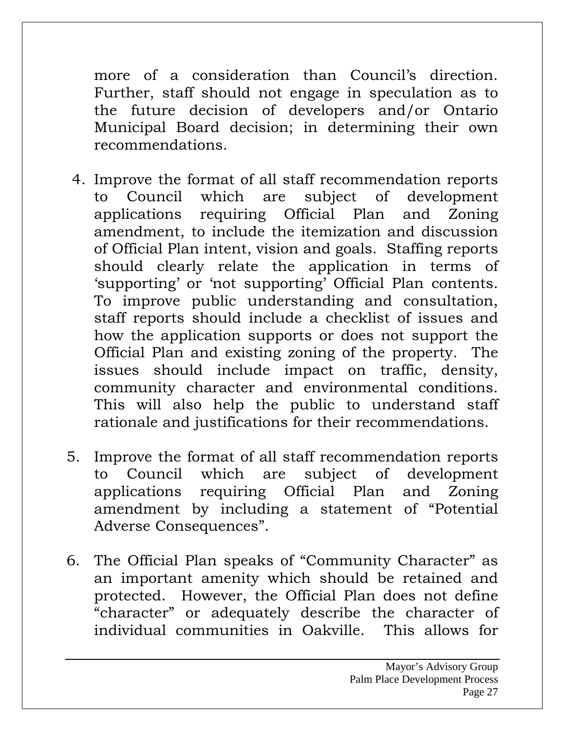more of a consideration than Council's direction. Further, staff should not engage in speculation as to the future decision of developers and/or Ontario Municipal Board decision; in determining their own recommendations.

4. Improve the format of all staff recommendation reports to Council which are subject of development applications requiring Official Plan and Zoning amendment, to include the itemization and discussion of Official Plan intent, vision and goals. Staffing reports should clearly relate the application in terms of 'supporting' or 'not supporting' Official Plan contents. To improve public understanding and consultation, staff reports should include a checklist of issues and how the application supports or does not support the Official Plan and existing zoning of the property. The issues should include impact on traffic, density, community character and environmental conditions. This will also help the public to understand staff rationale and justifications for their recommendations.

5. Improve the format of all staff recommendation reports to Council which are subject of development applications requiring Official Plan and Zoning amendment by including a statement of "Potential Adverse Consequences".

6. The Official Plan speaks of "Community Character" as an important amenity which should be retained and protected. However, the Official Plan does not define "character" or adequately describe the character of individual communities in Oakville. This allows for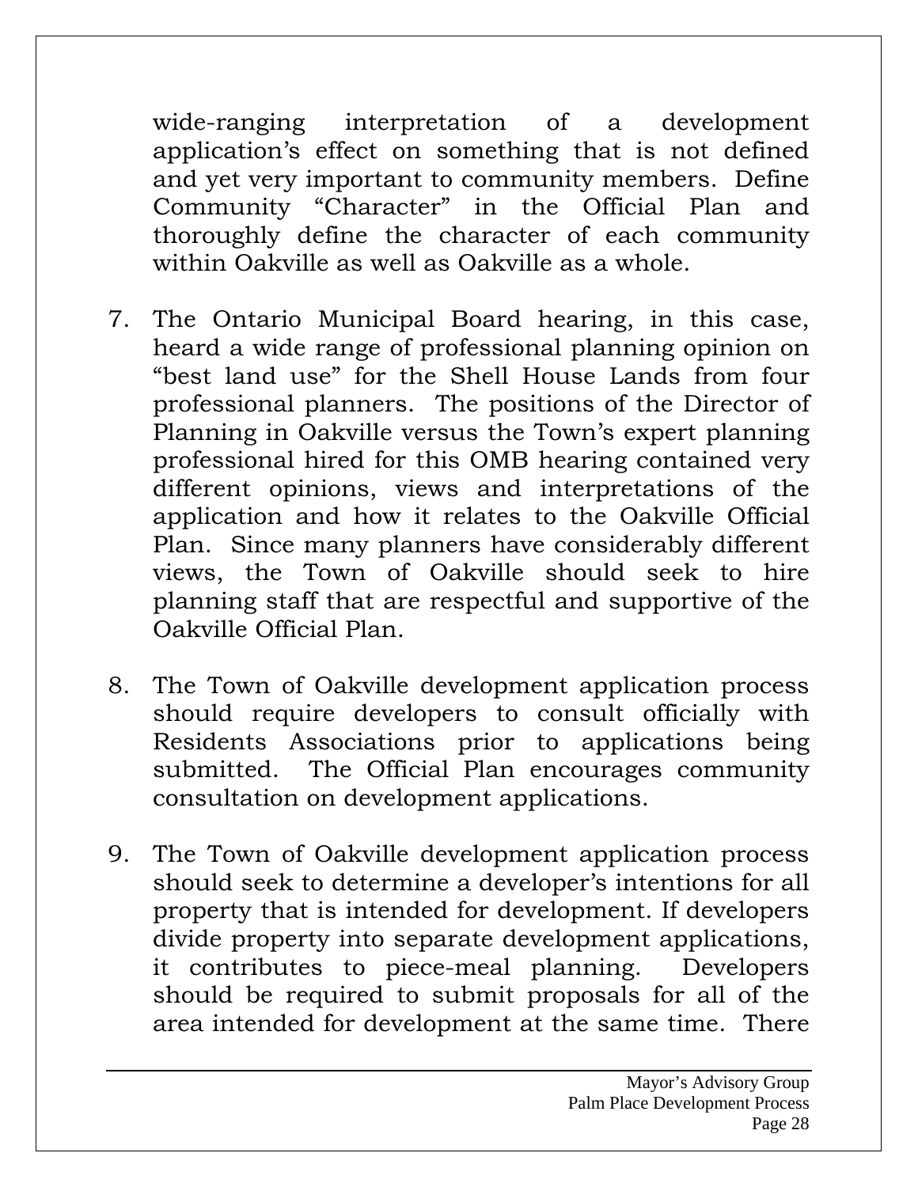wide-ranging interpretation of a development application's effect on something that is not defined and yet very important to community members. Define Community "Character" in the Official Plan and thoroughly define the character of each community within Oakville as well as Oakville as a whole.

7. The Ontario Municipal Board hearing, in this case, heard a wide range of professional planning opinion on "best land use" for the Shell House Lands from four professional planners. The positions of the Director of Planning in Oakville versus the Town's expert planning professional hired for this OMB hearing contained very different opinions, views and interpretations of the application and how it relates to the Oakville Official Plan. Since many planners have considerably different views, the Town of Oakville should seek to hire planning staff that are respectful and supportive of the Oakville Official Plan.

8. The Town of Oakville development application process should require developers to consult officially with Residents Associations prior to applications being submitted. The Official Plan encourages community consultation on development applications.

9. The Town of Oakville development application process should seek to determine a developer's intentions for all property that is intended for development. If developers divide property into separate development applications, it contributes to piece-meal planning. Developers should be required to submit proposals for all of the area intended for development at the same time. There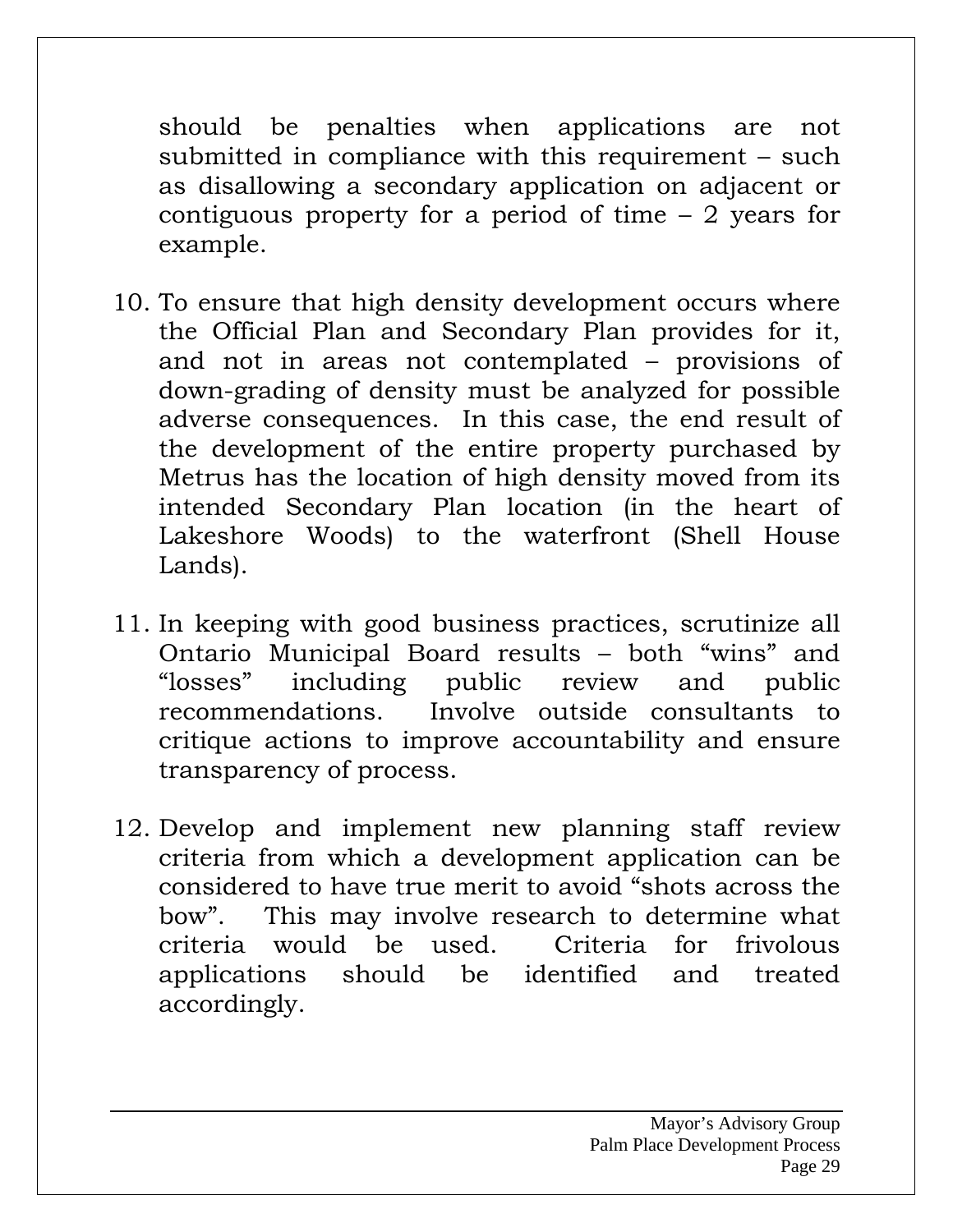should be penalties when applications are not submitted in compliance with this requirement – such as disallowing a secondary application on adjacent or contiguous property for a period of time – 2 years for example.

10. To ensure that high density development occurs where the Official Plan and Secondary Plan provides for it, and not in areas not contemplated – provisions of down-grading of density must be analyzed for possible adverse consequences. In this case, the end result of the development of the entire property purchased by Metrus has the location of high density moved from its intended Secondary Plan location (in the heart of Lakeshore Woods) to the waterfront (Shell House Lands).

11. In keeping with good business practices, scrutinize all Ontario Municipal Board results – both "wins" and "losses" including public review and public recommendations. Involve outside consultants to critique actions to improve accountability and ensure transparency of process.

12. Develop and implement new planning staff review criteria from which a development application can be considered to have true merit to avoid "shots across the bow". This may involve research to determine what criteria would be used. Criteria for frivolous applications should be identified and treated accordingly.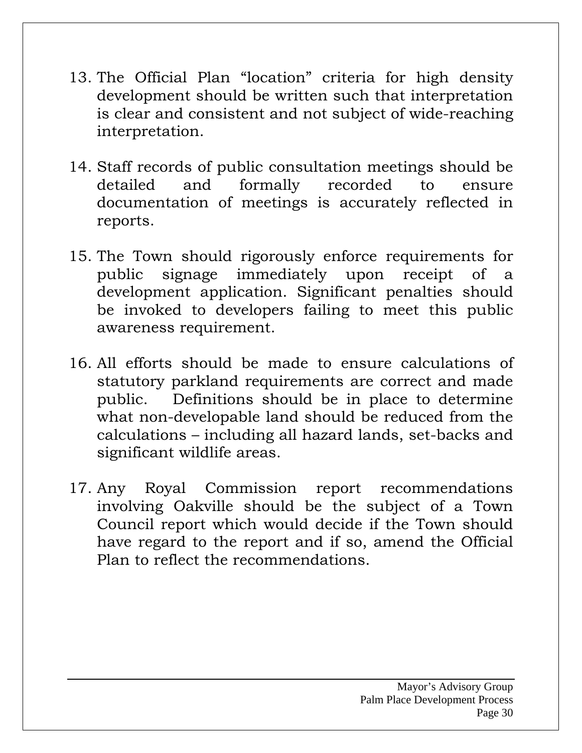13. The Official Plan "location" criteria for high density development should be written such that interpretation is clear and consistent and not subject of wide-reaching interpretation.

14. Staff records of public consultation meetings should be detailed and formally recorded to ensure documentation of meetings is accurately reflected in reports.

15. The Town should rigorously enforce requirements for public signage immediately upon receipt of a development application. Significant penalties should be invoked to developers failing to meet this public awareness requirement.

16. All efforts should be made to ensure calculations of statutory parkland requirements are correct and made public. Definitions should be in place to determine what non-developable land should be reduced from the calculations – including all hazard lands, set-backs and significant wildlife areas.

17. Any Royal Commission report recommendations involving Oakville should be the subject of a Town Council report which would decide if the Town should have regard to the report and if so, amend the Official Plan to reflect the recommendations.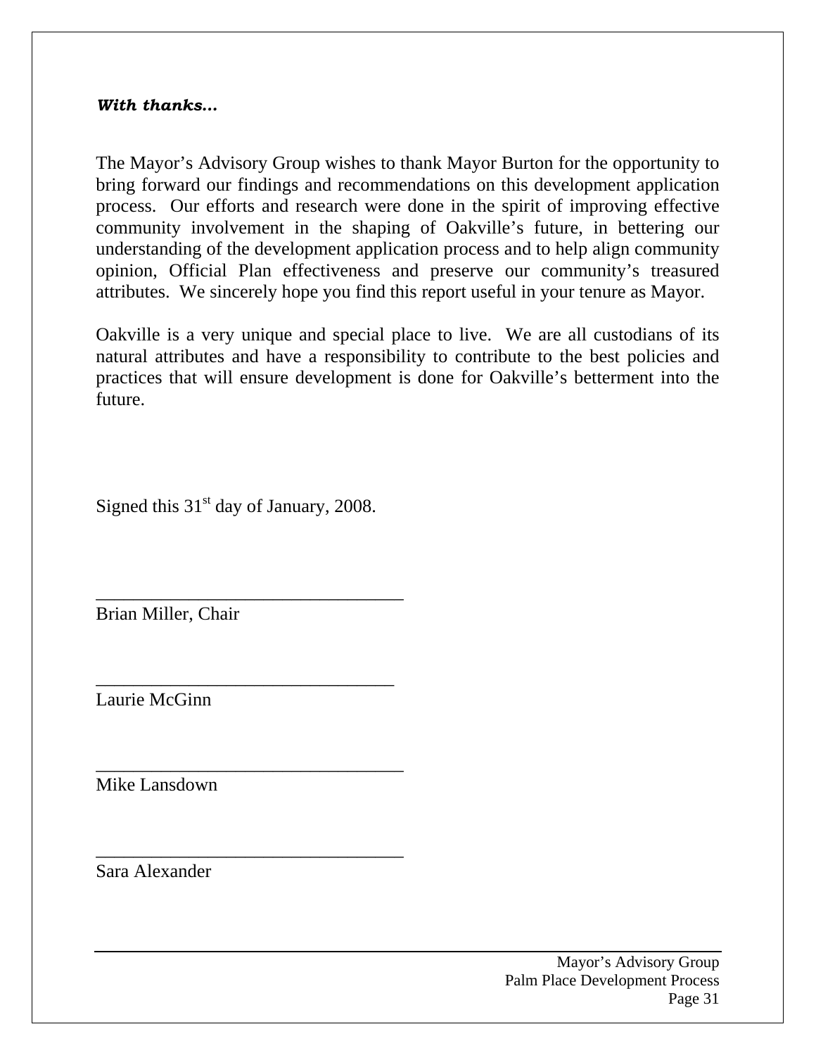***With thanks…***

The Mayor's Advisory Group wishes to thank Mayor Burton for the opportunity to bring forward our findings and recommendations on this development application process. Our efforts and research were done in the spirit of improving effective community involvement in the shaping of Oakville's future, in bettering our understanding of the development application process and to help align community opinion, Official Plan effectiveness and preserve our community's treasured attributes. We sincerely hope you find this report useful in your tenure as Mayor.

Oakville is a very unique and special place to live. We are all custodians of its natural attributes and have a responsibility to contribute to the best policies and practices that will ensure development is done for Oakville's betterment into the future.

Signed this 31st day of January, 2008.

_________________________________
Brian Miller, Chair

_________________________________
Laurie McGinn

_________________________________
Mike Lansdown

_________________________________
Sara Alexander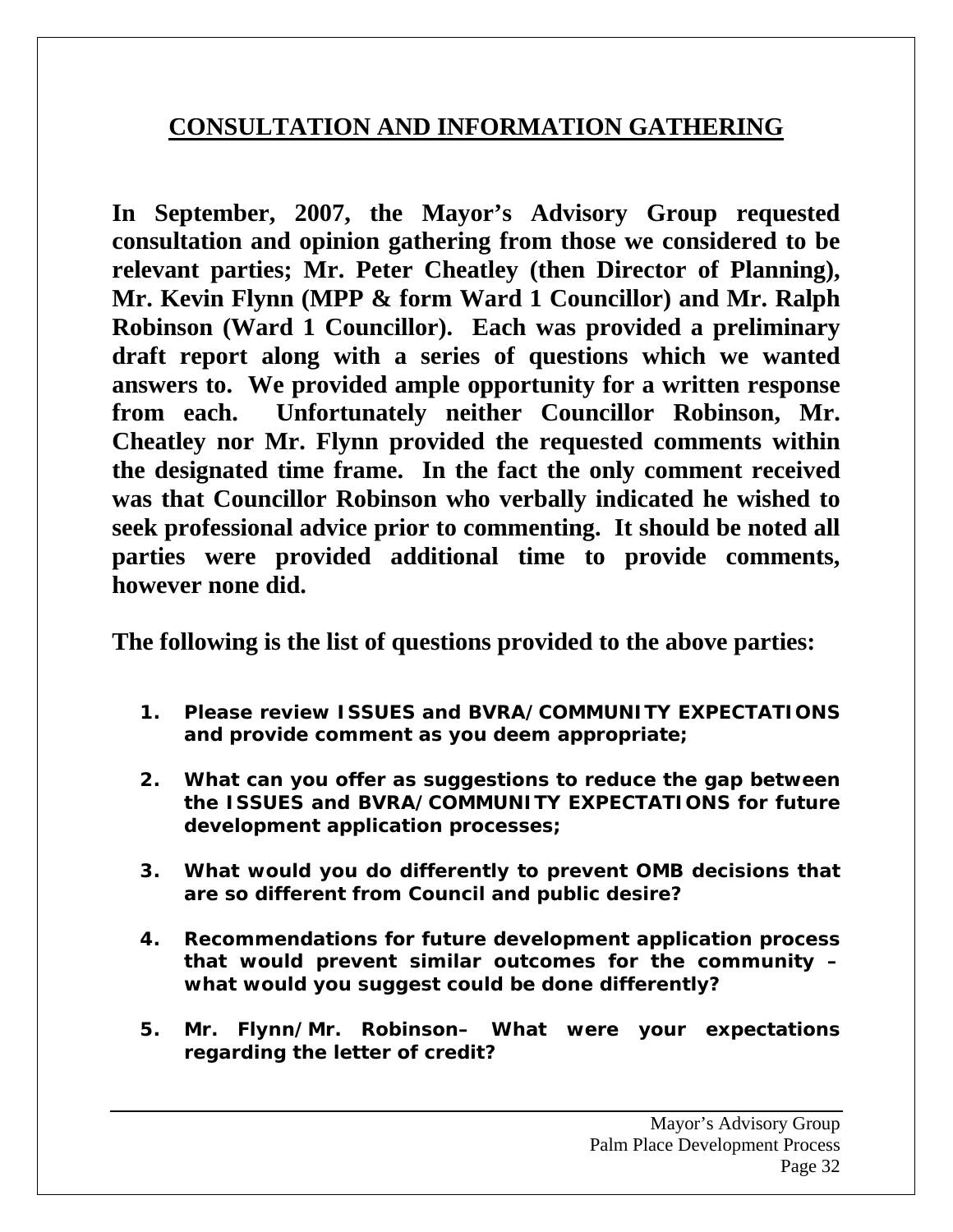## CONSULTATION AND INFORMATION GATHERING

**In September, 2007, the Mayor's Advisory Group requested consultation and opinion gathering from those we considered to be relevant parties; Mr. Peter Cheatley (then Director of Planning), Mr. Kevin Flynn (MPP & form Ward 1 Councillor) and Mr. Ralph Robinson (Ward 1 Councillor). Each was provided a preliminary draft report along with a series of questions which we wanted answers to. We provided ample opportunity for a written response from each. Unfortunately neither Councillor Robinson, Mr. Cheatley nor Mr. Flynn provided the requested comments within the designated time frame. In the fact the only comment received was that Councillor Robinson who verbally indicated he wished to seek professional advice prior to commenting. It should be noted all parties were provided additional time to provide comments, however none did.**

**The following is the list of questions provided to the above parties:**

1. **Please review ISSUES and BVRA/COMMUNITY EXPECTATIONS and provide comment as you deem appropriate;**
2. **What can you offer as suggestions to reduce the gap between the ISSUES and BVRA/COMMUNITY EXPECTATIONS for future development application processes;**
3. **What would you do differently to prevent OMB decisions that are so different from Council and public desire?**
4. **Recommendations for future development application process that would prevent similar outcomes for the community – what would you suggest could be done differently?**
5. **Mr. Flynn/Mr. Robinson– What were your expectations regarding the letter of credit?**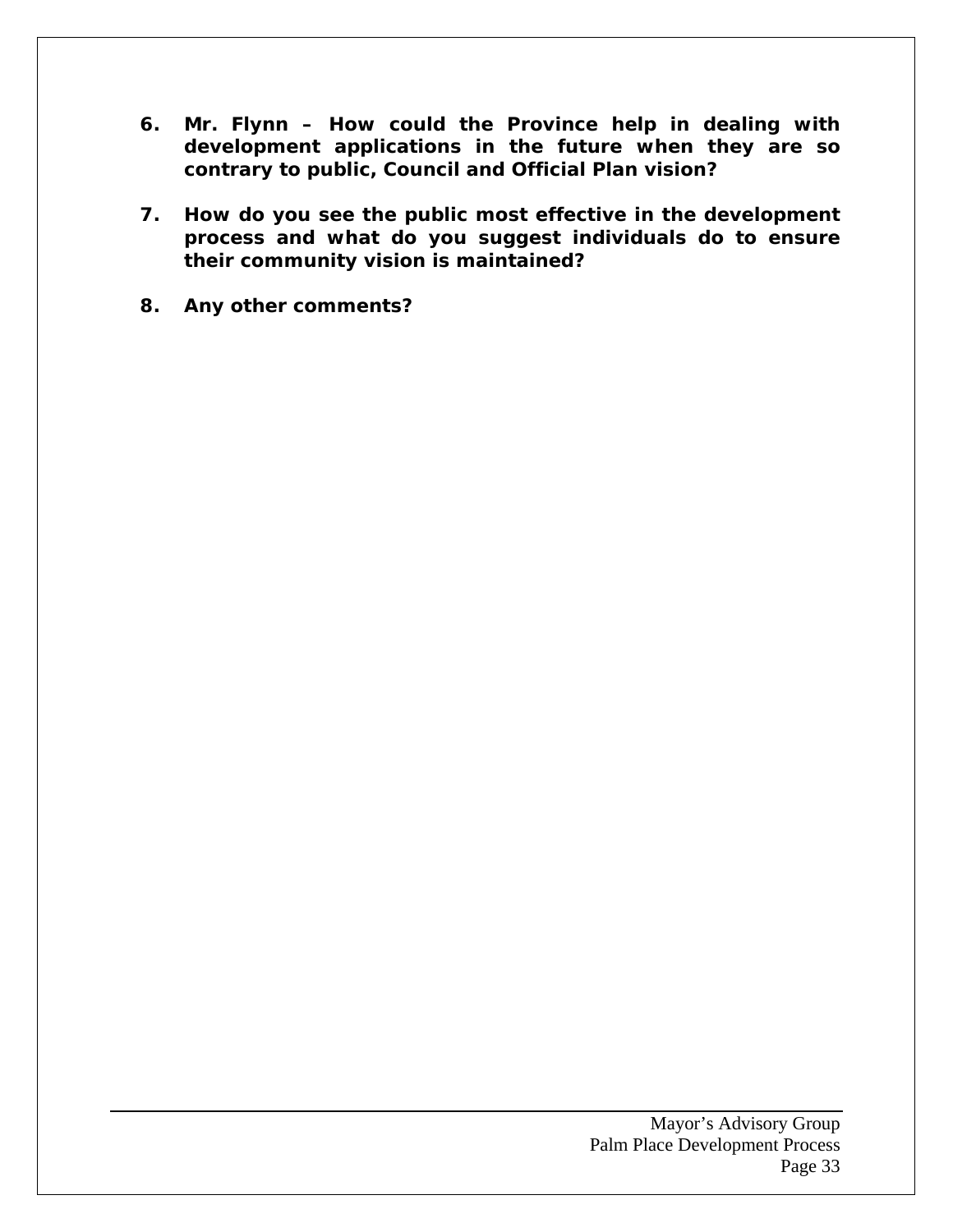6. **Mr. Flynn – How could the Province help in dealing with development applications in the future when they are so contrary to public, Council and Official Plan vision?**

7. **How do you see the public most effective in the development process and what do you suggest individuals do to ensure their community vision is maintained?**

8. **Any other comments?**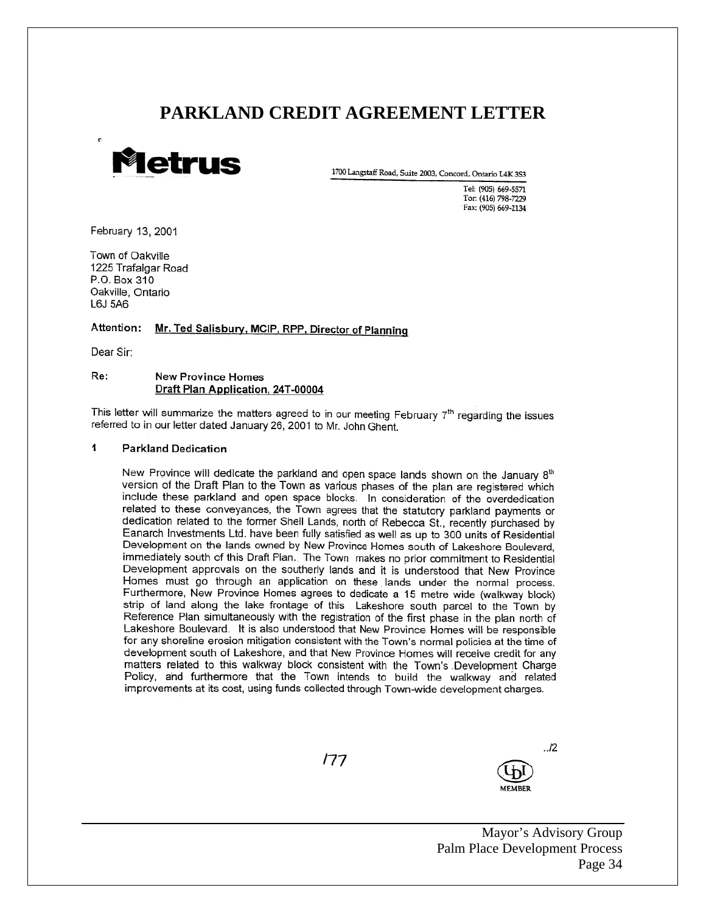# PARKLAND CREDIT AGREEMENT LETTER

**Metrus**

1700 Langstaff Road, Suite 2003, Concord, Ontario L4K 3S3

Tel: (905) 669-5571
Tor: (416) 798-7229
Fax: (905) 669-2134

February 13, 2001

Town of Oakville
1225 Trafalgar Road
P.O. Box 310
Oakville, Ontario
L6J 5A6

**Attention:** Mr. Ted Salisbury, MCIP, RPP, Director of Planning

Dear Sir:

Re: New Province Homes
Draft Plan Application, 24T-00004

This letter will summarize the matters agreed to in our meeting February 7th regarding the issues referred to in our letter dated January 26, 2001 to Mr. John Ghent.

**1 Parkland Dedication**

New Province will dedicate the parkland and open space lands shown on the January 8th version of the Draft Plan to the Town as various phases of the plan are registered which include these parkland and open space blocks. In consideration of the overdedication related to these conveyances, the Town agrees that the statutory parkland payments or dedication related to the former Shell Lands, north of Rebecca St., recently purchased by Eanarch Investments Ltd. have been fully satisfied as well as up to 300 units of Residential Development on the lands owned by New Province Homes south of Lakeshore Boulevard, immediately south of this Draft Plan. The Town makes no prior commitment to Residential Development approvals on the southerly lands and it is understood that New Province Homes must go through an application on these lands under the normal process. Furthermore, New Province Homes agrees to dedicate a 15 metre wide (walkway block) strip of land along the lake frontage of this Lakeshore south parcel to the Town by Reference Plan simultaneously with the registration of the first phase in the plan north of Lakeshore Boulevard. It is also understood that New Province Homes will be responsible for any shoreline erosion mitigation consistent with the Town's normal policies at the time of development south of Lakeshore, and that New Province Homes will receive credit for any matters related to this walkway block consistent with the Town's Development Charge Policy, and furthermore that the Town intends to build the walkway and related improvements at its cost, using funds collected through Town-wide development charges.

../2

177

UDI MEMBER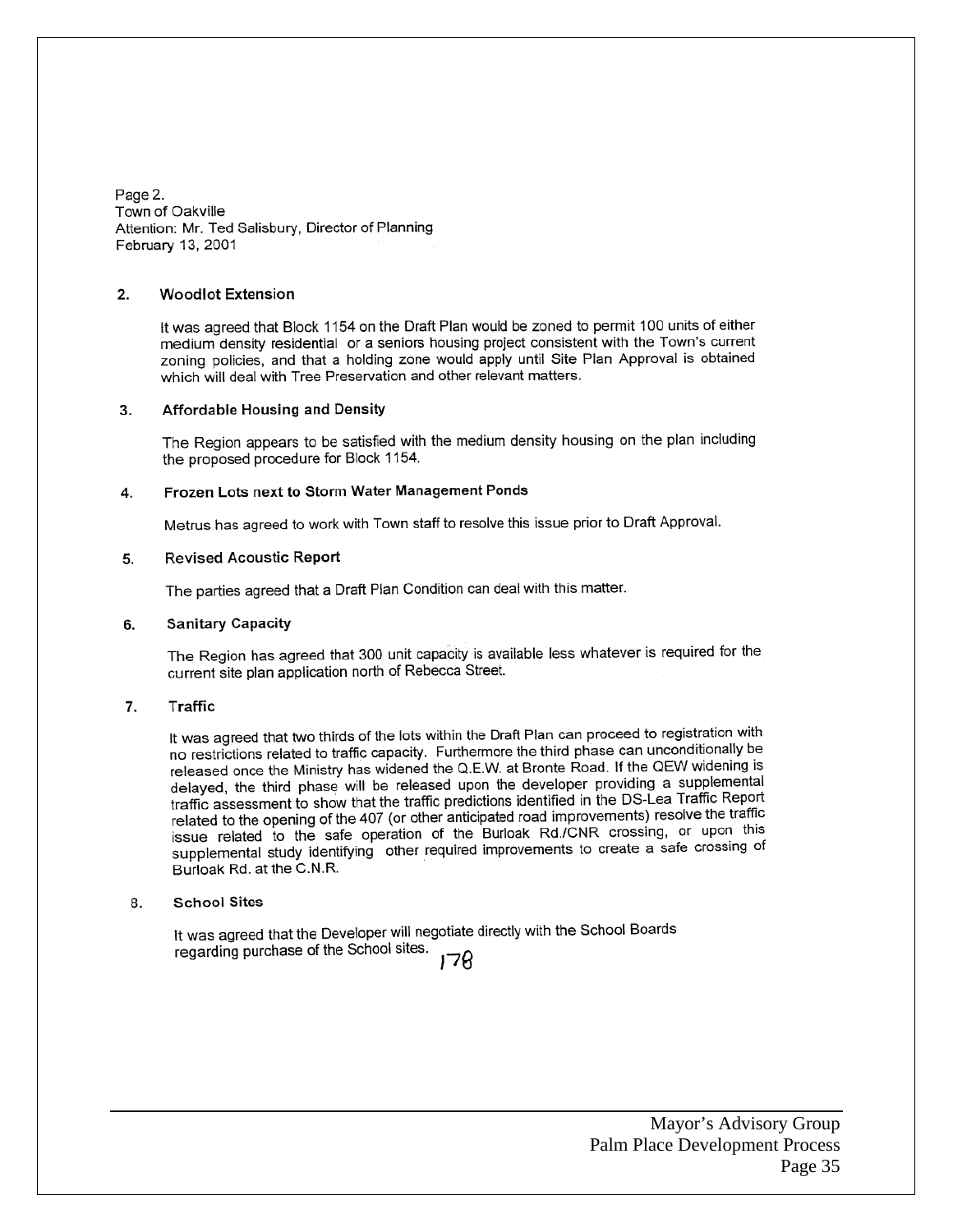Page 2.
Town of Oakville
Attention: Mr. Ted Salisbury, Director of Planning
February 13, 2001

**2. Woodlot Extension**

It was agreed that Block 1154 on the Draft Plan would be zoned to permit 100 units of either medium density residential or a seniors housing project consistent with the Town's current zoning policies, and that a holding zone would apply until Site Plan Approval is obtained which will deal with Tree Preservation and other relevant matters.

**3. Affordable Housing and Density**

The Region appears to be satisfied with the medium density housing on the plan including the proposed procedure for Block 1154.

**4. Frozen Lots next to Storm Water Management Ponds**

Metrus has agreed to work with Town staff to resolve this issue prior to Draft Approval.

**5. Revised Acoustic Report**

The parties agreed that a Draft Plan Condition can deal with this matter.

**6. Sanitary Capacity**

The Region has agreed that 300 unit capacity is available less whatever is required for the current site plan application north of Rebecca Street.

**7. Traffic**

It was agreed that two thirds of the lots within the Draft Plan can proceed to registration with no restrictions related to traffic capacity. Furthermore the third phase can unconditionally be released once the Ministry has widened the Q.E.W. at Bronte Road. If the QEW widening is delayed, the third phase will be released upon the developer providing a supplemental traffic assessment to show that the traffic predictions identified in the DS-Lea Traffic Report related to the opening of the 407 (or other anticipated road improvements) resolve the traffic issue related to the safe operation of the Burloak Rd./CNR crossing, or upon this supplemental study identifying other required improvements to create a safe crossing of Burloak Rd. at the C.N.R.

**8. School Sites**

It was agreed that the Developer will negotiate directly with the School Boards regarding purchase of the School sites.

178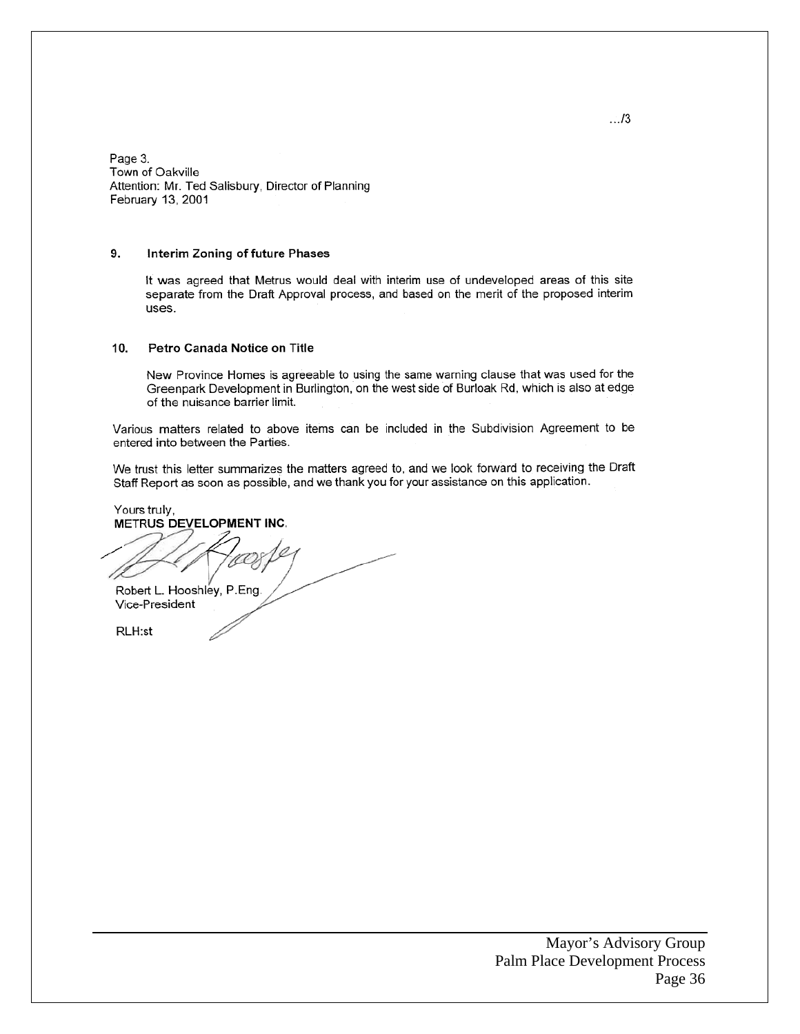…/3

Page 3.
Town of Oakville
Attention: Mr. Ted Salisbury, Director of Planning
February 13, 2001

**9. Interim Zoning of future Phases**

It was agreed that Metrus would deal with interim use of undeveloped areas of this site separate from the Draft Approval process, and based on the merit of the proposed interim uses.

**10. Petro Canada Notice on Title**

New Province Homes is agreeable to using the same warning clause that was used for the Greenpark Development in Burlington, on the west side of Burloak Rd, which is also at edge of the nuisance barrier limit.

Various matters related to above items can be included in the Subdivision Agreement to be entered into between the Parties.

We trust this letter summarizes the matters agreed to, and we look forward to receiving the Draft Staff Report as soon as possible, and we thank you for your assistance on this application.

Yours truly,
**METRUS DEVELOPMENT INC.**

Robert L. Hooshley, P.Eng.
Vice-President

RLH:st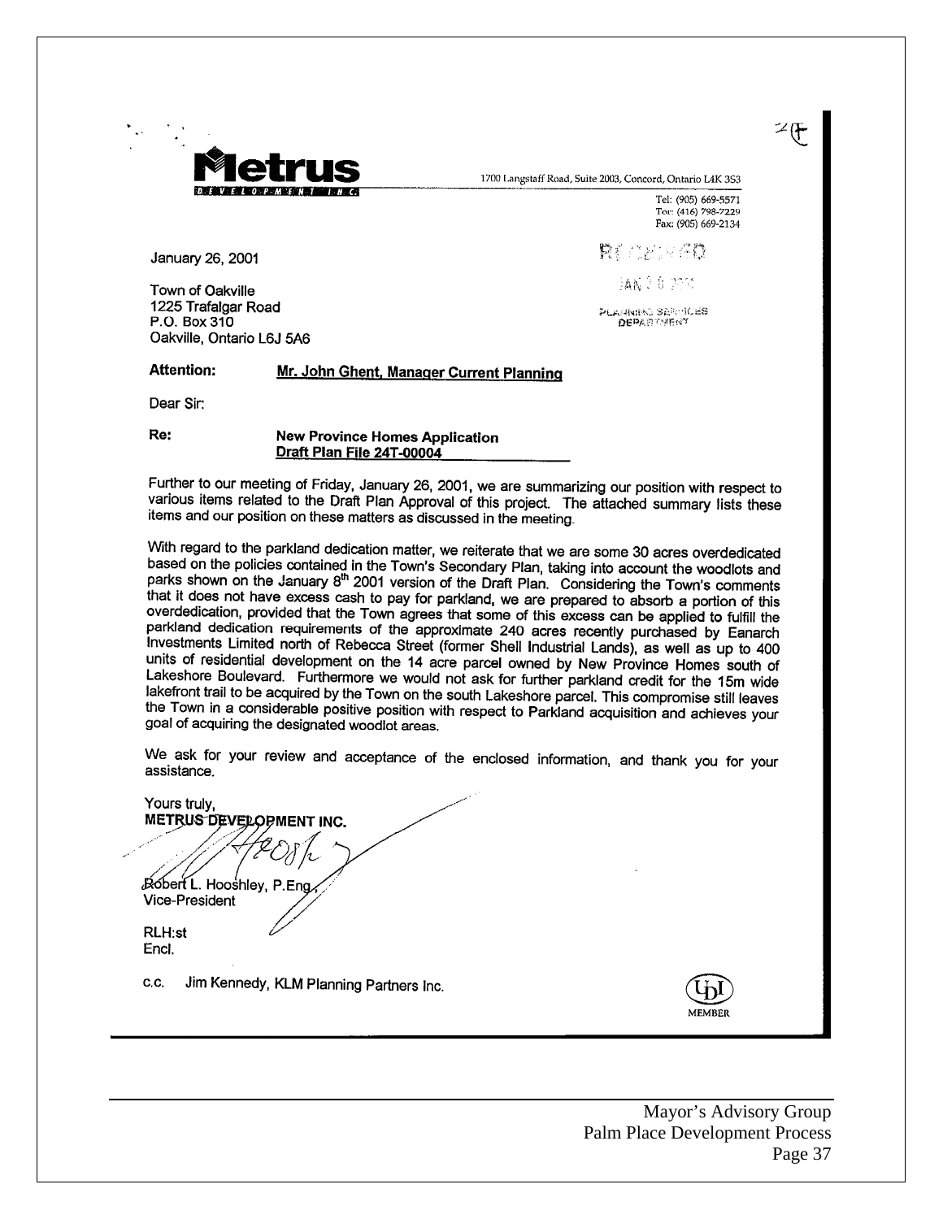**Metrus**
DEVELOPMENT INC.

1700 Langstaff Road, Suite 2003, Concord, Ontario L4K 3S3
Tel: (905) 669-5571
Tor: (416) 798-7229
Fax: (905) 669-2134

January 26, 2001

RECEIVED
JAN 2 6 2001
PLANNING SERVICES DEPARTMENT

Town of Oakville
1225 Trafalgar Road
P.O. Box 310
Oakville, Ontario L6J 5A6

**Attention:** **Mr. John Ghent, Manager Current Planning**

Dear Sir:

**Re:** **New Province Homes Application**
**Draft Plan File 24T-00004**

Further to our meeting of Friday, January 26, 2001, we are summarizing our position with respect to various items related to the Draft Plan Approval of this project. The attached summary lists these items and our position on these matters as discussed in the meeting.

With regard to the parkland dedication matter, we reiterate that we are some 30 acres overdedicated based on the policies contained in the Town's Secondary Plan, taking into account the woodlots and parks shown on the January 8th 2001 version of the Draft Plan. Considering the Town's comments that it does not have excess cash to pay for parkland, we are prepared to absorb a portion of this overdedication, provided that the Town agrees that some of this excess can be applied to fulfill the parkland dedication requirements of the approximate 240 acres recently purchased by Eanarch Investments Limited north of Rebecca Street (former Shell Industrial Lands), as well as up to 400 units of residential development on the 14 acre parcel owned by New Province Homes south of Lakeshore Boulevard. Furthermore we would not ask for further parkland credit for the 15m wide lakefront trail to be acquired by the Town on the south Lakeshore parcel. This compromise still leaves the Town in a considerable positive position with respect to Parkland acquisition and achieves your goal of acquiring the designated woodlot areas.

We ask for your review and acceptance of the enclosed information, and thank you for your assistance.

Yours truly,
**METRUS DEVELOPMENT INC.**

Robert L. Hooshley, P.Eng.,
Vice-President

RLH:st
Encl.

c.c. Jim Kennedy, KLM Planning Partners Inc.

UDI MEMBER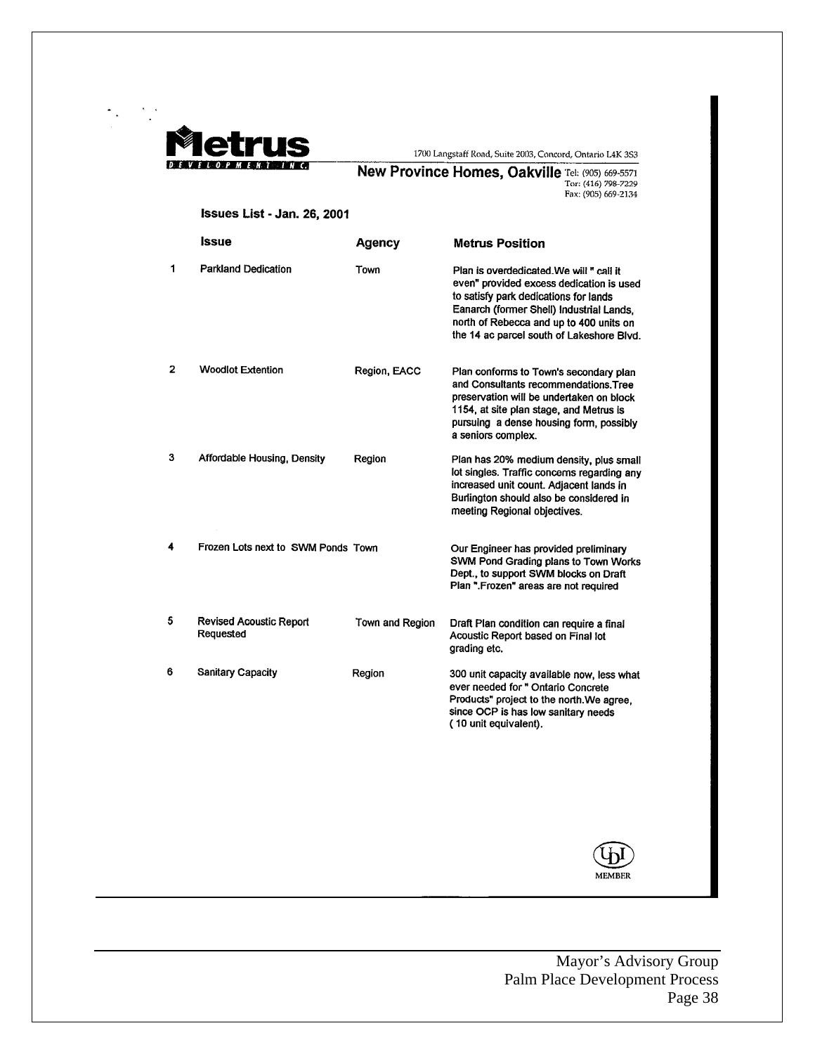**Metrus**
DEVELOPMENT INC.

1700 Langstaff Road, Suite 2003, Concord, Ontario L4K 3S3

**New Province Homes, Oakville** Tel: (905) 669-5571
Tor: (416) 798-7229
Fax: (905) 669-2134

**Issues List - Jan. 26, 2001**

| | Issue | Agency | Metrus Position |
|---|---|---|---|
| 1 | Parkland Dedication | Town | Plan is overdedicated.We will " call it even" provided excess dedication is used to satisfy park dedications for lands Eanarch (former Shell) Industrial Lands, north of Rebecca and up to 400 units on the 14 ac parcel south of Lakeshore Blvd. |
| 2 | Woodlot Extention | Region, EACC | Plan conforms to Town's secondary plan and Consultants recommendations.Tree preservation will be undertaken on block 1154, at site plan stage, and Metrus is pursuing a dense housing form, possibly a seniors complex. |
| 3 | Affordable Housing, Density | Region | Plan has 20% medium density, plus small lot singles. Traffic concerns regarding any increased unit count. Adjacent lands in Burlington should also be considered in meeting Regional objectives. |
| 4 | Frozen Lots next to SWM Ponds | Town | Our Engineer has provided preliminary SWM Pond Grading plans to Town Works Dept., to support SWM blocks on Draft Plan ".Frozen" areas are not required |
| 5 | Revised Acoustic Report Requested | Town and Region | Draft Plan condition can require a final Acoustic Report based on Final lot grading etc. |
| 6 | Sanitary Capacity | Region | 300 unit capacity available now, less what ever needed for " Ontario Concrete Products" project to the north.We agree, since OCP is has low sanitary needs ( 10 unit equivalent). |

UDI MEMBER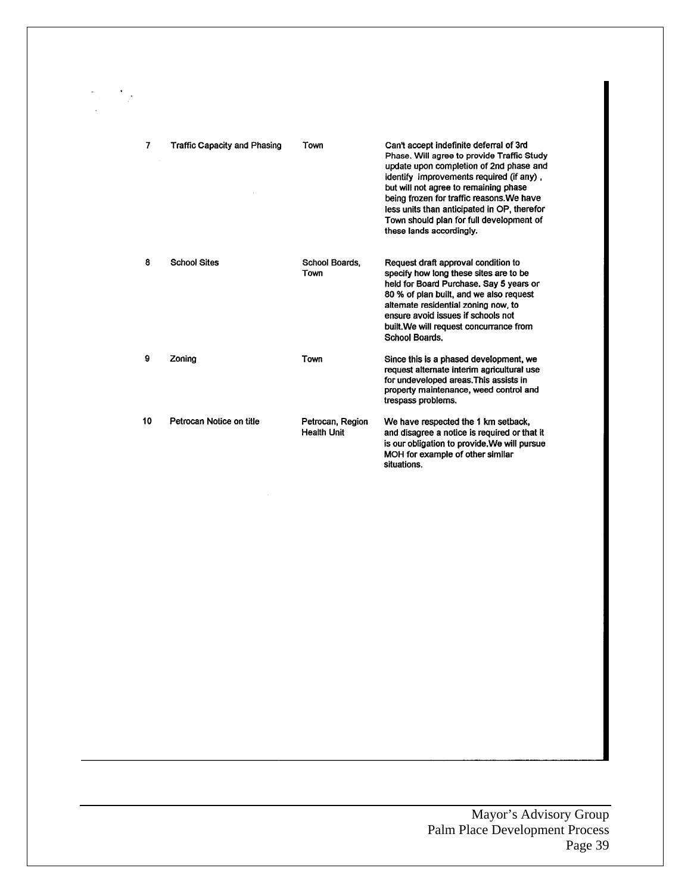| | | | |
|---|---|---|---|
| 7 | Traffic Capacity and Phasing | Town | Can't accept indefinite deferral of 3rd Phase. Will agree to provide Traffic Study update upon completion of 2nd phase and identify improvements required (if any) , but will not agree to remaining phase being frozen for traffic reasons.We have less units than anticipated in OP, therefor Town should plan for full development of these lands accordingly. |
| 8 | School Sites | School Boards, Town | Request draft approval condition to specify how long these sites are to be held for Board Purchase. Say 5 years or 80 % of plan built, and we also request alternate residential zoning now, to ensure avoid issues if schools not built.We will request concurrance from School Boards. |
| 9 | Zoning | Town | Since this is a phased development, we request alternate interim agricultural use for undeveloped areas.This assists in property maintenance, weed control and trespass problems. |
| 10 | Petrocan Notice on title | Petrocan, Region Health Unit | We have respected the 1 km setback, and disagree a notice is required or that it is our obligation to provide.We will pursue MOH for example of other similar situations. |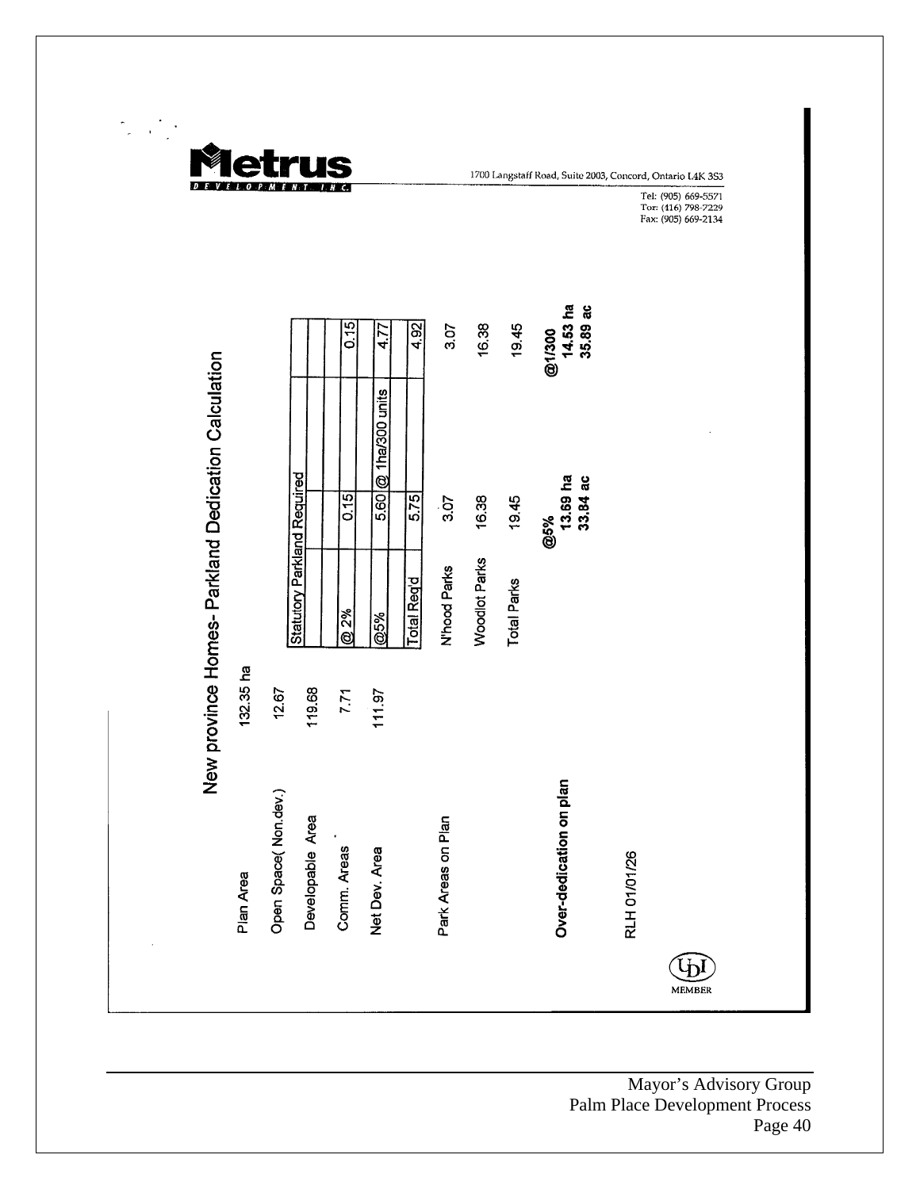**Metrus**
DEVELOPMENT INC.

1700 Langstaff Road, Suite 2003, Concord, Ontario L4K 3S3

Tel: (905) 669-5571
Tor: (416) 798-7229
Fax: (905) 669-2134

## New province Homes- Parkland Dedication Calculation

| | | | | | |
|---|---|---|---|---|---|
| Plan Area | 132.35 ha | | | | |
| Open Space( Non.dev.) | 12.67 | Statutory Parkland Required | | | |
| Developable Area | 119.68 | | | | |
| Comm. Areas | 7.71 | @ 2% | 0.15 | | 0.15 |
| Net Dev. Area | 111.97 | @5% | 5.60 | @ 1ha/300 units | 4.77 |
| | | Total Req'd | 5.75 | | 4.92 |
| Park Areas on Plan | | N'hood Parks | 3.07 | | 3.07 |
| | | Woodlot Parks | 16.38 | | 16.38 |
| | | Total Parks | 19.45 | | 19.45 |
| **Over-dedication on plan** | | | **@5%** **13.69 ha** **33.84 ac** | | **@1/300** **14.53 ha** **35.89 ac** |

RLH 01/01/26

UDI MEMBER

Mayor's Advisory Group
Palm Place Development Process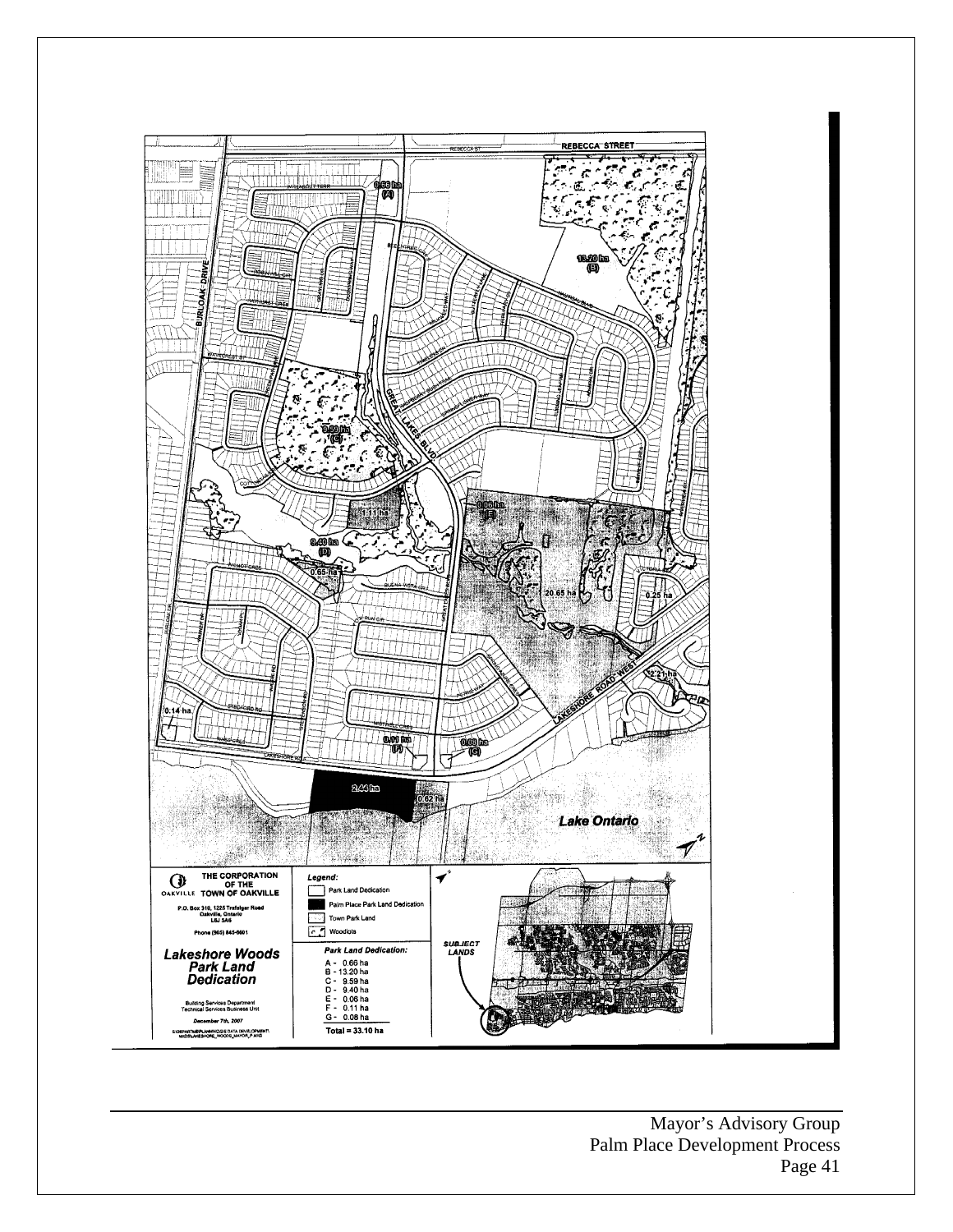REBECCA STREET

REBECCA ST

BURLOAK DRIVE

GREAT LAKES BLVD

LAKESHORE ROAD WEST

Lake Ontario

0.66 ha (A)

13.20 ha (B)

9.59 ha (C)

9.40 ha (D)

0.06 ha (E)

0.11 ha (F)

0.08 ha (G)

1.11 ha

0.65 ha

20.65 ha

0.25 ha

2.21 ha

0.14 ha

2.44 ha

0.62 ha

THE CORPORATION OF THE TOWN OF OAKVILLE

P.O. Box 310, 1225 Trafalgar Road
Oakville, Ontario
L6J 5A6

Phone (905) 845-6601

**Lakeshore Woods Park Land Dedication**

Building Services Department
Technical Services Business Unit

December 7th, 2007

*Legend:*

- Park Land Dedication
- Palm Place Park Land Dedication
- Town Park Land
- Woodlots

**Park Land Dedication:**

A - 0.66 ha
B - 13.20 ha
C - 9.59 ha
D - 9.40 ha
E - 0.06 ha
F - 0.11 ha
G - 0.08 ha

Total = 33.10 ha

SUBJECT LANDS